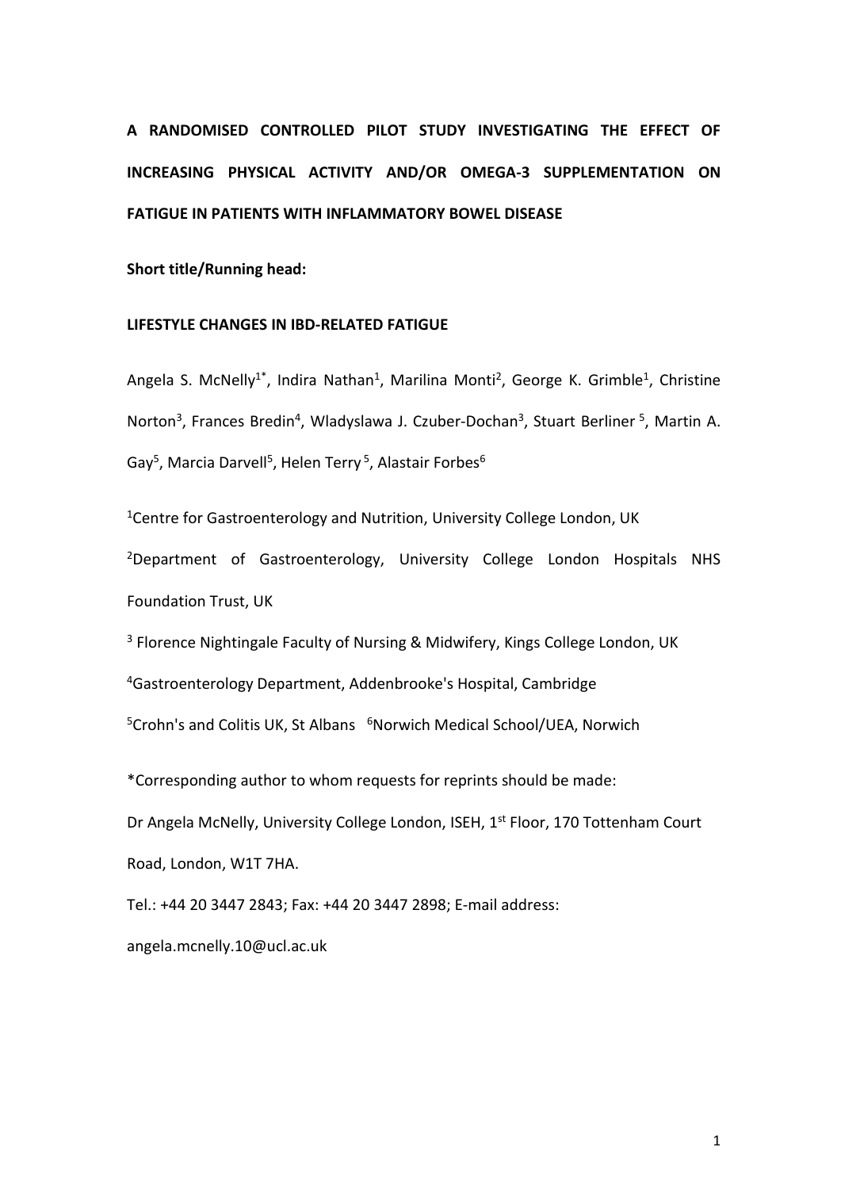# A RANDOMISED CONTROLLED PILOT STUDY INVESTIGATING THE EFFECT OF INCREASING PHYSICAL ACTIVITY AND/OR OMEGA-3 SUPPLEMENTATION ON FATIGUE IN PATIENTS WITH INFLAMMATORY BOWEL DISEASE

**Short title/Running head:**

**LIFESTYLE CHANGES IN IBD-RELATED FATIGUE**

Angela S. McNelly[1*], Indira Nathan[1], Marilina Monti[2], George K. Grimble[1], Christine Norton[3], Frances Bredin[4], Wladyslawa J. Czuber-Dochan[3], Stuart Berliner[5], Martin A. Gay[5], Marcia Darvell[5], Helen Terry[5], Alastair Forbes[6]

[1]Centre for Gastroenterology and Nutrition, University College London, UK

[2]Department of Gastroenterology, University College London Hospitals NHS Foundation Trust, UK

[3] Florence Nightingale Faculty of Nursing & Midwifery, Kings College London, UK

[4]Gastroenterology Department, Addenbrooke's Hospital, Cambridge

[5]Crohn's and Colitis UK, St Albans [6]Norwich Medical School/UEA, Norwich

*Corresponding author to whom requests for reprints should be made:

Dr Angela McNelly, University College London, ISEH, 1st Floor, 170 Tottenham Court Road, London, W1T 7HA.

Tel.: +44 20 3447 2843; Fax: +44 20 3447 2898; E-mail address: angela.mcnelly.10@ucl.ac.uk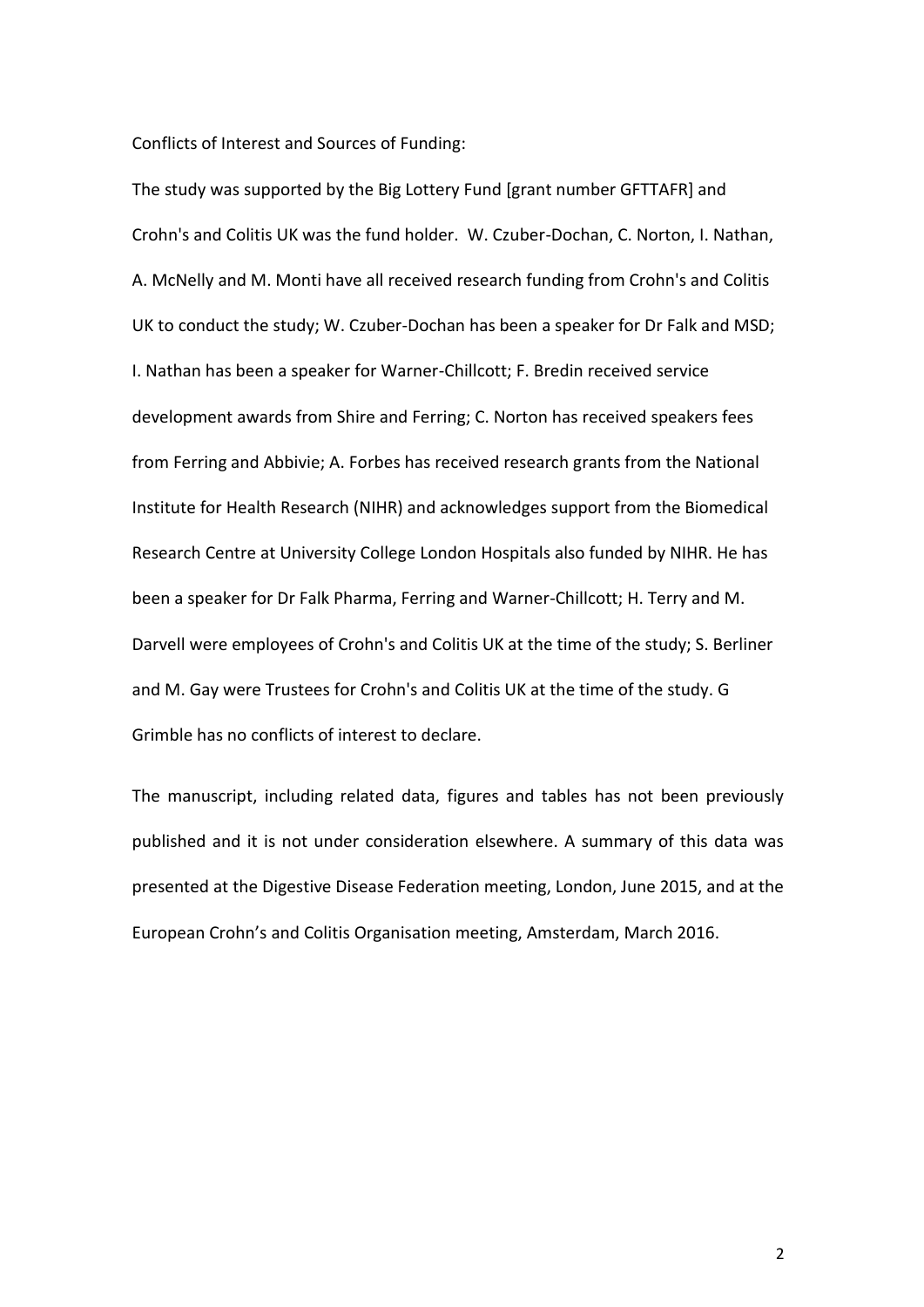Conflicts of Interest and Sources of Funding:

The study was supported by the Big Lottery Fund [grant number GFTTAFR] and Crohn's and Colitis UK was the fund holder. W. Czuber-Dochan, C. Norton, I. Nathan, A. McNelly and M. Monti have all received research funding from Crohn's and Colitis UK to conduct the study; W. Czuber-Dochan has been a speaker for Dr Falk and MSD; I. Nathan has been a speaker for Warner-Chillcott; F. Bredin received service development awards from Shire and Ferring; C. Norton has received speakers fees from Ferring and Abbivie; A. Forbes has received research grants from the National Institute for Health Research (NIHR) and acknowledges support from the Biomedical Research Centre at University College London Hospitals also funded by NIHR. He has been a speaker for Dr Falk Pharma, Ferring and Warner-Chillcott; H. Terry and M. Darvell were employees of Crohn's and Colitis UK at the time of the study; S. Berliner and M. Gay were Trustees for Crohn's and Colitis UK at the time of the study. G Grimble has no conflicts of interest to declare.

The manuscript, including related data, figures and tables has not been previously published and it is not under consideration elsewhere. A summary of this data was presented at the Digestive Disease Federation meeting, London, June 2015, and at the European Crohn's and Colitis Organisation meeting, Amsterdam, March 2016.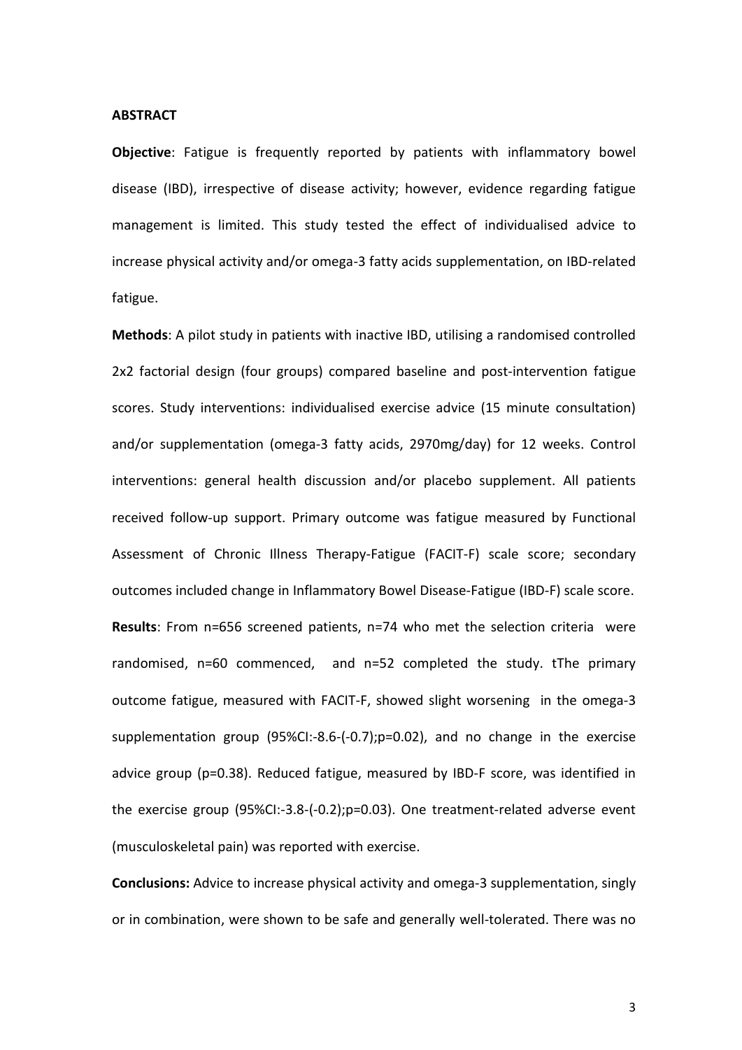**ABSTRACT**

**Objective**: Fatigue is frequently reported by patients with inflammatory bowel disease (IBD), irrespective of disease activity; however, evidence regarding fatigue management is limited. This study tested the effect of individualised advice to increase physical activity and/or omega-3 fatty acids supplementation, on IBD-related fatigue.

**Methods**: A pilot study in patients with inactive IBD, utilising a randomised controlled 2x2 factorial design (four groups) compared baseline and post-intervention fatigue scores. Study interventions: individualised exercise advice (15 minute consultation) and/or supplementation (omega-3 fatty acids, 2970mg/day) for 12 weeks. Control interventions: general health discussion and/or placebo supplement. All patients received follow-up support. Primary outcome was fatigue measured by Functional Assessment of Chronic Illness Therapy-Fatigue (FACIT-F) scale score; secondary outcomes included change in Inflammatory Bowel Disease-Fatigue (IBD-F) scale score.

**Results**: From n=656 screened patients, n=74 who met the selection criteria were randomised, n=60 commenced, and n=52 completed the study. tThe primary outcome fatigue, measured with FACIT-F, showed slight worsening in the omega-3 supplementation group (95%CI:-8.6-(-0.7);p=0.02), and no change in the exercise advice group (p=0.38). Reduced fatigue, measured by IBD-F score, was identified in the exercise group (95%CI:-3.8-(-0.2);p=0.03). One treatment-related adverse event (musculoskeletal pain) was reported with exercise.

**Conclusions:** Advice to increase physical activity and omega-3 supplementation, singly or in combination, were shown to be safe and generally well-tolerated. There was no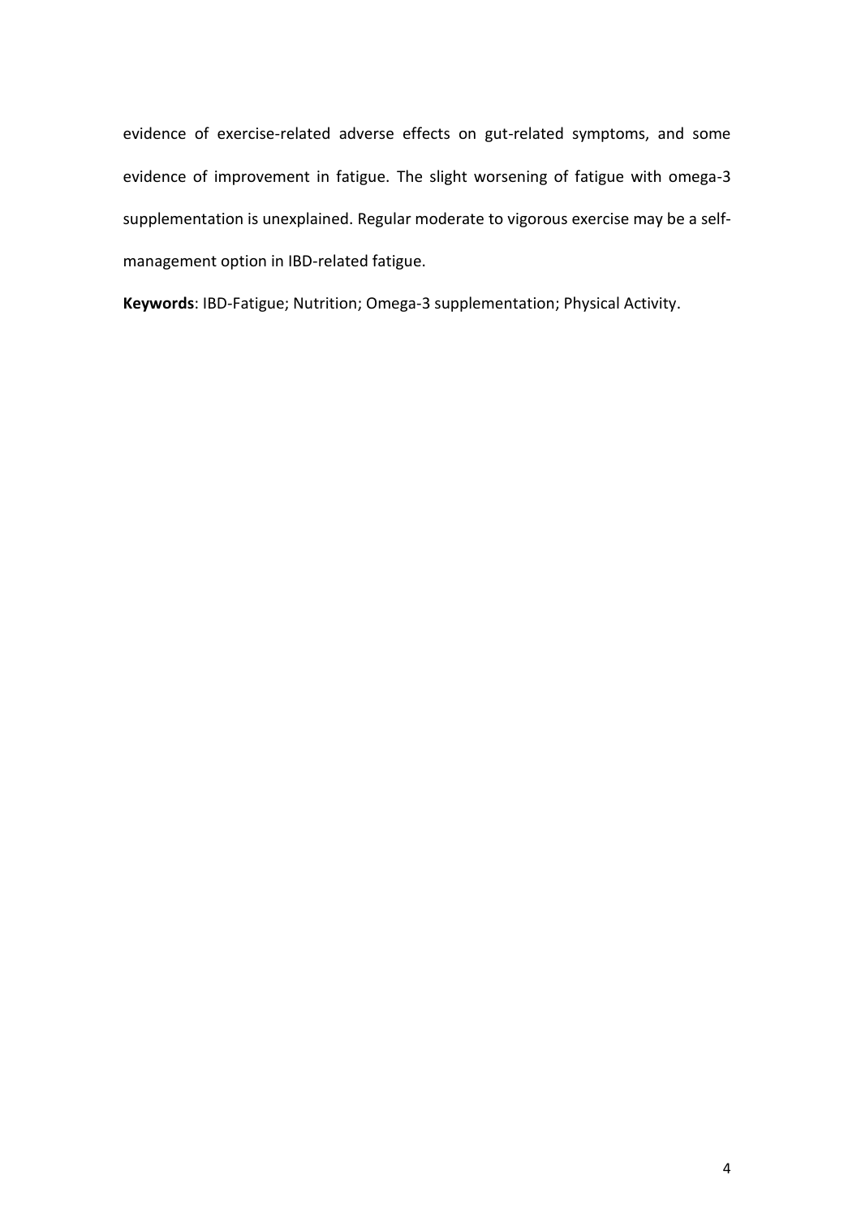evidence of exercise-related adverse effects on gut-related symptoms, and some evidence of improvement in fatigue. The slight worsening of fatigue with omega-3 supplementation is unexplained. Regular moderate to vigorous exercise may be a self-management option in IBD-related fatigue.

**Keywords**: IBD-Fatigue; Nutrition; Omega-3 supplementation; Physical Activity.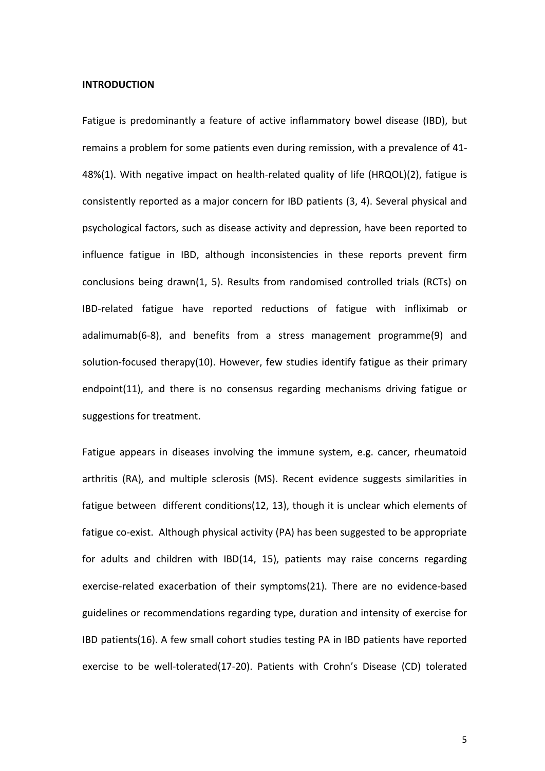## INTRODUCTION

Fatigue is predominantly a feature of active inflammatory bowel disease (IBD), but remains a problem for some patients even during remission, with a prevalence of 41-48%(1). With negative impact on health-related quality of life (HRQOL)(2), fatigue is consistently reported as a major concern for IBD patients (3, 4). Several physical and psychological factors, such as disease activity and depression, have been reported to influence fatigue in IBD, although inconsistencies in these reports prevent firm conclusions being drawn(1, 5). Results from randomised controlled trials (RCTs) on IBD-related fatigue have reported reductions of fatigue with infliximab or adalimumab(6-8), and benefits from a stress management programme(9) and solution-focused therapy(10). However, few studies identify fatigue as their primary endpoint(11), and there is no consensus regarding mechanisms driving fatigue or suggestions for treatment.

Fatigue appears in diseases involving the immune system, e.g. cancer, rheumatoid arthritis (RA), and multiple sclerosis (MS). Recent evidence suggests similarities in fatigue between different conditions(12, 13), though it is unclear which elements of fatigue co-exist. Although physical activity (PA) has been suggested to be appropriate for adults and children with IBD(14, 15), patients may raise concerns regarding exercise-related exacerbation of their symptoms(21). There are no evidence-based guidelines or recommendations regarding type, duration and intensity of exercise for IBD patients(16). A few small cohort studies testing PA in IBD patients have reported exercise to be well-tolerated(17-20). Patients with Crohn's Disease (CD) tolerated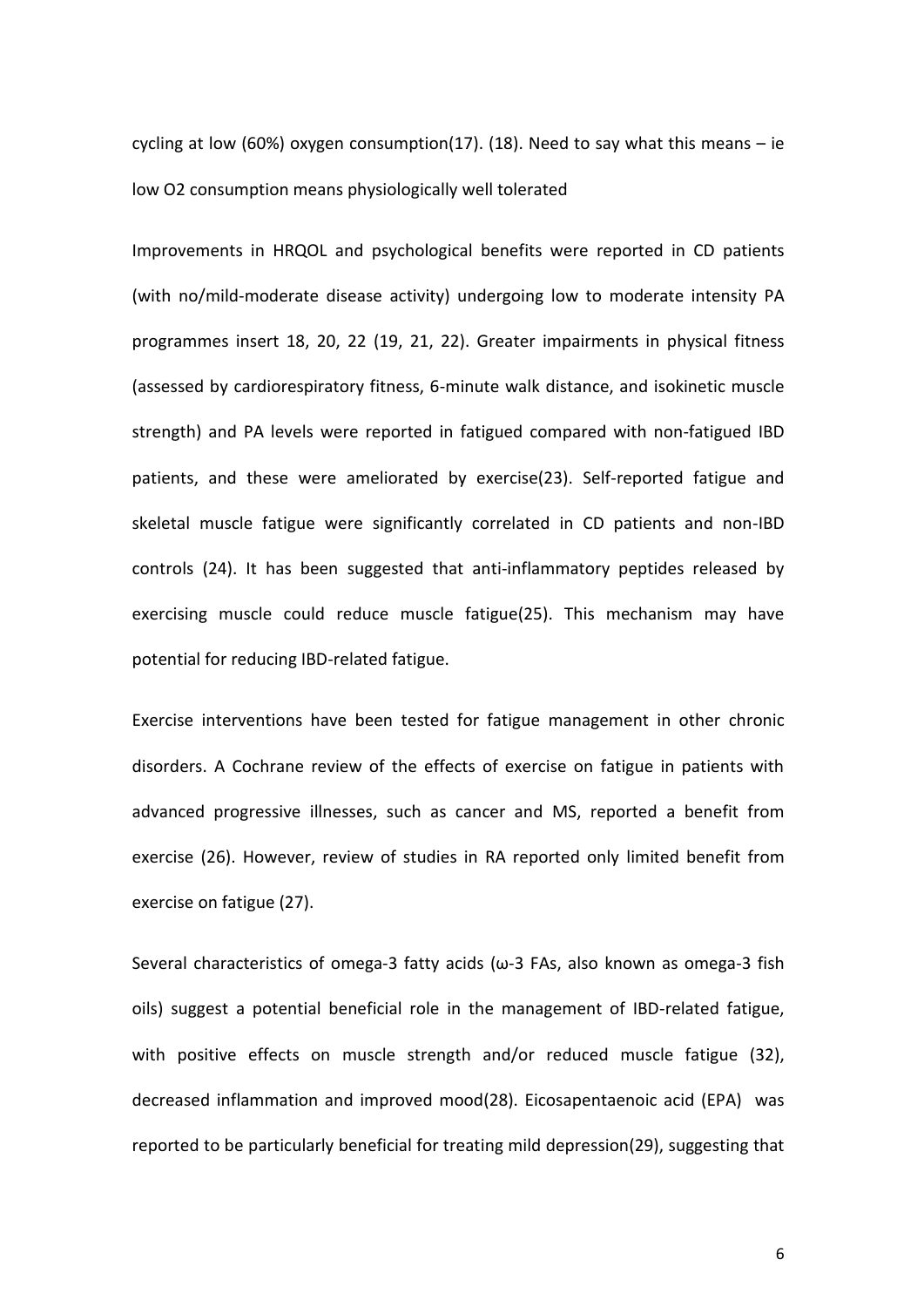cycling at low (60%) oxygen consumption(17). (18). Need to say what this means – ie low O2 consumption means physiologically well tolerated

Improvements in HRQOL and psychological benefits were reported in CD patients (with no/mild-moderate disease activity) undergoing low to moderate intensity PA programmes insert 18, 20, 22 (19, 21, 22). Greater impairments in physical fitness (assessed by cardiorespiratory fitness, 6-minute walk distance, and isokinetic muscle strength) and PA levels were reported in fatigued compared with non-fatigued IBD patients, and these were ameliorated by exercise(23). Self-reported fatigue and skeletal muscle fatigue were significantly correlated in CD patients and non-IBD controls (24). It has been suggested that anti-inflammatory peptides released by exercising muscle could reduce muscle fatigue(25). This mechanism may have potential for reducing IBD-related fatigue.

Exercise interventions have been tested for fatigue management in other chronic disorders. A Cochrane review of the effects of exercise on fatigue in patients with advanced progressive illnesses, such as cancer and MS, reported a benefit from exercise (26). However, review of studies in RA reported only limited benefit from exercise on fatigue (27).

Several characteristics of omega-3 fatty acids (ω-3 FAs, also known as omega-3 fish oils) suggest a potential beneficial role in the management of IBD-related fatigue, with positive effects on muscle strength and/or reduced muscle fatigue (32), decreased inflammation and improved mood(28). Eicosapentaenoic acid (EPA) was reported to be particularly beneficial for treating mild depression(29), suggesting that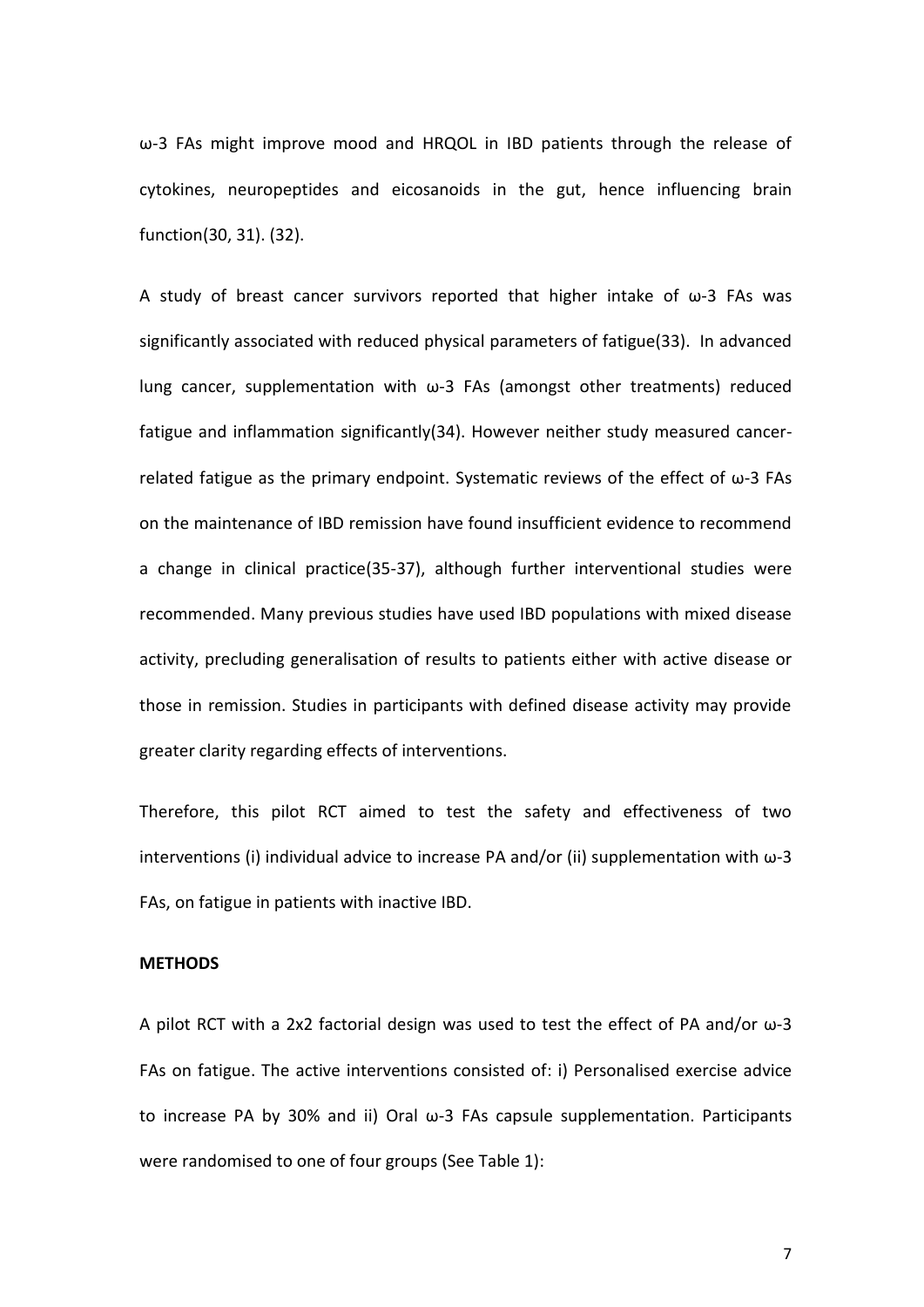ω-3 FAs might improve mood and HRQOL in IBD patients through the release of cytokines, neuropeptides and eicosanoids in the gut, hence influencing brain function(30, 31). (32).

A study of breast cancer survivors reported that higher intake of ω-3 FAs was significantly associated with reduced physical parameters of fatigue(33). In advanced lung cancer, supplementation with ω-3 FAs (amongst other treatments) reduced fatigue and inflammation significantly(34). However neither study measured cancer-related fatigue as the primary endpoint. Systematic reviews of the effect of ω-3 FAs on the maintenance of IBD remission have found insufficient evidence to recommend a change in clinical practice(35-37), although further interventional studies were recommended. Many previous studies have used IBD populations with mixed disease activity, precluding generalisation of results to patients either with active disease or those in remission. Studies in participants with defined disease activity may provide greater clarity regarding effects of interventions.

Therefore, this pilot RCT aimed to test the safety and effectiveness of two interventions (i) individual advice to increase PA and/or (ii) supplementation with ω-3 FAs, on fatigue in patients with inactive IBD.

**METHODS**

A pilot RCT with a 2x2 factorial design was used to test the effect of PA and/or ω-3 FAs on fatigue. The active interventions consisted of: i) Personalised exercise advice to increase PA by 30% and ii) Oral ω-3 FAs capsule supplementation. Participants were randomised to one of four groups (See Table 1):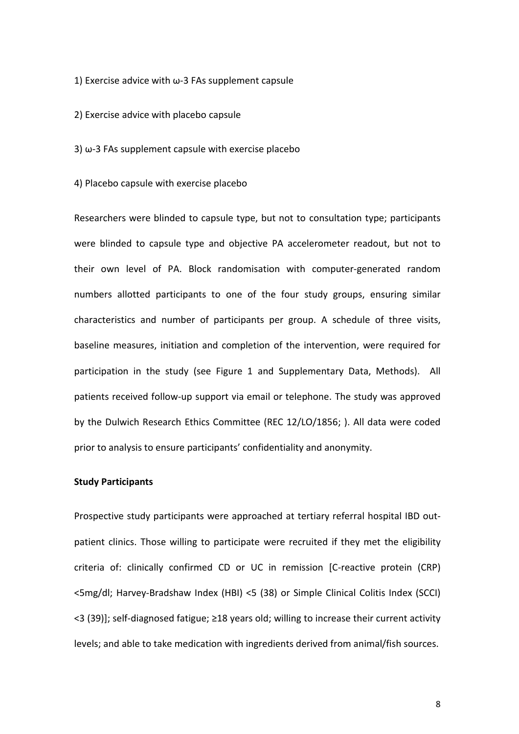1) Exercise advice with ω-3 FAs supplement capsule

2) Exercise advice with placebo capsule

3) ω-3 FAs supplement capsule with exercise placebo

4) Placebo capsule with exercise placebo

Researchers were blinded to capsule type, but not to consultation type; participants were blinded to capsule type and objective PA accelerometer readout, but not to their own level of PA. Block randomisation with computer-generated random numbers allotted participants to one of the four study groups, ensuring similar characteristics and number of participants per group. A schedule of three visits, baseline measures, initiation and completion of the intervention, were required for participation in the study (see Figure 1 and Supplementary Data, Methods). All patients received follow-up support via email or telephone. The study was approved by the Dulwich Research Ethics Committee (REC 12/LO/1856; ). All data were coded prior to analysis to ensure participants' confidentiality and anonymity.

**Study Participants**

Prospective study participants were approached at tertiary referral hospital IBD out-patient clinics. Those willing to participate were recruited if they met the eligibility criteria of: clinically confirmed CD or UC in remission [C-reactive protein (CRP) <5mg/dl; Harvey-Bradshaw Index (HBI) <5 (38) or Simple Clinical Colitis Index (SCCI) <3 (39)]; self-diagnosed fatigue; ≥18 years old; willing to increase their current activity levels; and able to take medication with ingredients derived from animal/fish sources.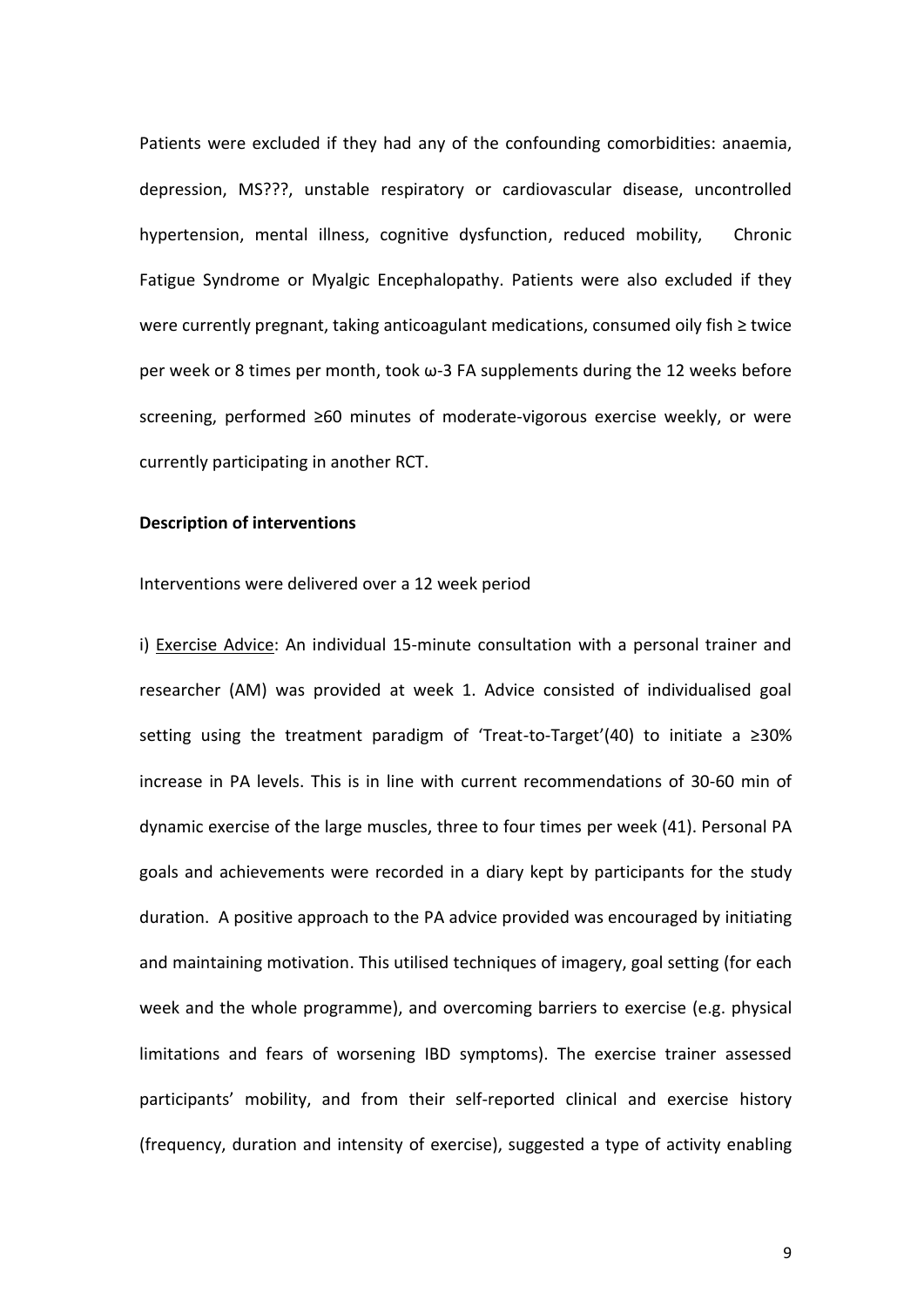Patients were excluded if they had any of the confounding comorbidities: anaemia, depression, MS???, unstable respiratory or cardiovascular disease, uncontrolled hypertension, mental illness, cognitive dysfunction, reduced mobility, Chronic Fatigue Syndrome or Myalgic Encephalopathy. Patients were also excluded if they were currently pregnant, taking anticoagulant medications, consumed oily fish ≥ twice per week or 8 times per month, took ω-3 FA supplements during the 12 weeks before screening, performed ≥60 minutes of moderate-vigorous exercise weekly, or were currently participating in another RCT.

**Description of interventions**

Interventions were delivered over a 12 week period

i) Exercise Advice: An individual 15-minute consultation with a personal trainer and researcher (AM) was provided at week 1. Advice consisted of individualised goal setting using the treatment paradigm of 'Treat-to-Target'(40) to initiate a ≥30% increase in PA levels. This is in line with current recommendations of 30-60 min of dynamic exercise of the large muscles, three to four times per week (41). Personal PA goals and achievements were recorded in a diary kept by participants for the study duration. A positive approach to the PA advice provided was encouraged by initiating and maintaining motivation. This utilised techniques of imagery, goal setting (for each week and the whole programme), and overcoming barriers to exercise (e.g. physical limitations and fears of worsening IBD symptoms). The exercise trainer assessed participants' mobility, and from their self-reported clinical and exercise history (frequency, duration and intensity of exercise), suggested a type of activity enabling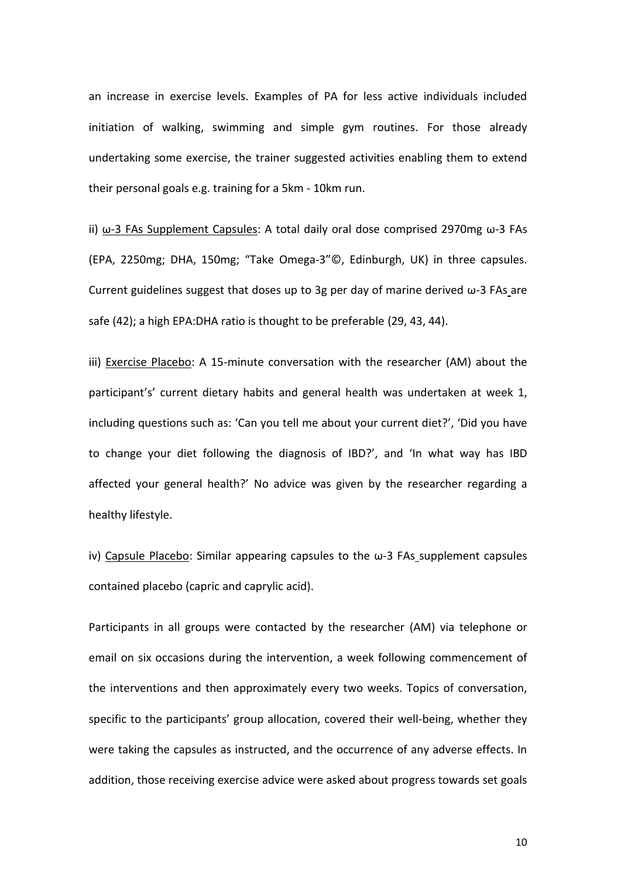an increase in exercise levels. Examples of PA for less active individuals included initiation of walking, swimming and simple gym routines. For those already undertaking some exercise, the trainer suggested activities enabling them to extend their personal goals e.g. training for a 5km - 10km run.

ii) ω-3 FAs Supplement Capsules: A total daily oral dose comprised 2970mg ω-3 FAs (EPA, 2250mg; DHA, 150mg; "Take Omega-3"©, Edinburgh, UK) in three capsules. Current guidelines suggest that doses up to 3g per day of marine derived ω-3 FAs are safe (42); a high EPA:DHA ratio is thought to be preferable (29, 43, 44).

iii) Exercise Placebo: A 15-minute conversation with the researcher (AM) about the participant's' current dietary habits and general health was undertaken at week 1, including questions such as: 'Can you tell me about your current diet?', 'Did you have to change your diet following the diagnosis of IBD?', and 'In what way has IBD affected your general health?' No advice was given by the researcher regarding a healthy lifestyle.

iv) Capsule Placebo: Similar appearing capsules to the ω-3 FAs supplement capsules contained placebo (capric and caprylic acid).

Participants in all groups were contacted by the researcher (AM) via telephone or email on six occasions during the intervention, a week following commencement of the interventions and then approximately every two weeks. Topics of conversation, specific to the participants' group allocation, covered their well-being, whether they were taking the capsules as instructed, and the occurrence of any adverse effects. In addition, those receiving exercise advice were asked about progress towards set goals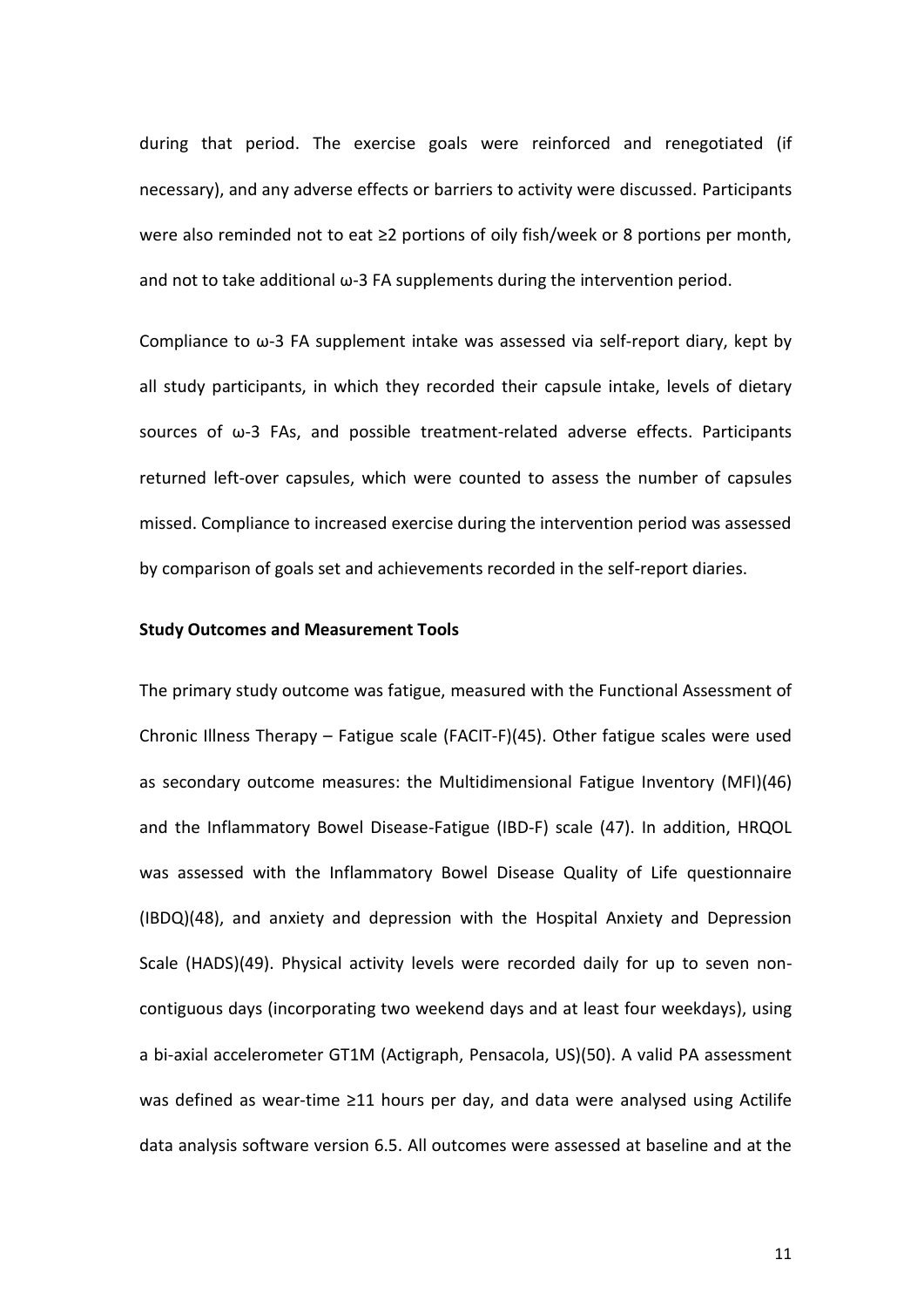during that period. The exercise goals were reinforced and renegotiated (if necessary), and any adverse effects or barriers to activity were discussed. Participants were also reminded not to eat ≥2 portions of oily fish/week or 8 portions per month, and not to take additional ω-3 FA supplements during the intervention period.

Compliance to ω-3 FA supplement intake was assessed via self-report diary, kept by all study participants, in which they recorded their capsule intake, levels of dietary sources of ω-3 FAs, and possible treatment-related adverse effects. Participants returned left-over capsules, which were counted to assess the number of capsules missed. Compliance to increased exercise during the intervention period was assessed by comparison of goals set and achievements recorded in the self-report diaries.

**Study Outcomes and Measurement Tools**

The primary study outcome was fatigue, measured with the Functional Assessment of Chronic Illness Therapy – Fatigue scale (FACIT-F)(45). Other fatigue scales were used as secondary outcome measures: the Multidimensional Fatigue Inventory (MFI)(46) and the Inflammatory Bowel Disease-Fatigue (IBD-F) scale (47). In addition, HRQOL was assessed with the Inflammatory Bowel Disease Quality of Life questionnaire (IBDQ)(48), and anxiety and depression with the Hospital Anxiety and Depression Scale (HADS)(49). Physical activity levels were recorded daily for up to seven non-contiguous days (incorporating two weekend days and at least four weekdays), using a bi-axial accelerometer GT1M (Actigraph, Pensacola, US)(50). A valid PA assessment was defined as wear-time ≥11 hours per day, and data were analysed using Actilife data analysis software version 6.5. All outcomes were assessed at baseline and at the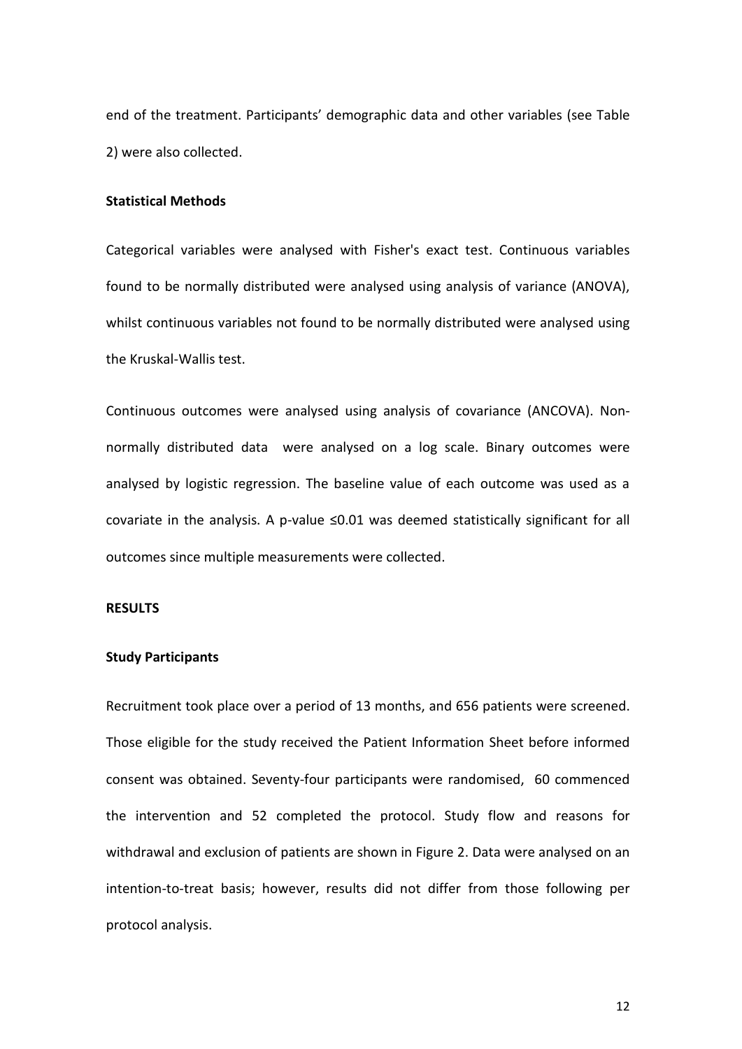end of the treatment. Participants' demographic data and other variables (see Table 2) were also collected.

### Statistical Methods

Categorical variables were analysed with Fisher's exact test. Continuous variables found to be normally distributed were analysed using analysis of variance (ANOVA), whilst continuous variables not found to be normally distributed were analysed using the Kruskal-Wallis test.

Continuous outcomes were analysed using analysis of covariance (ANCOVA). Non-normally distributed data were analysed on a log scale. Binary outcomes were analysed by logistic regression. The baseline value of each outcome was used as a covariate in the analysis. A p-value $\leq 0.01$ was deemed statistically significant for all outcomes since multiple measurements were collected.

## RESULTS

### Study Participants

Recruitment took place over a period of 13 months, and 656 patients were screened. Those eligible for the study received the Patient Information Sheet before informed consent was obtained. Seventy-four participants were randomised, 60 commenced the intervention and 52 completed the protocol. Study flow and reasons for withdrawal and exclusion of patients are shown in Figure 2. Data were analysed on an intention-to-treat basis; however, results did not differ from those following per protocol analysis.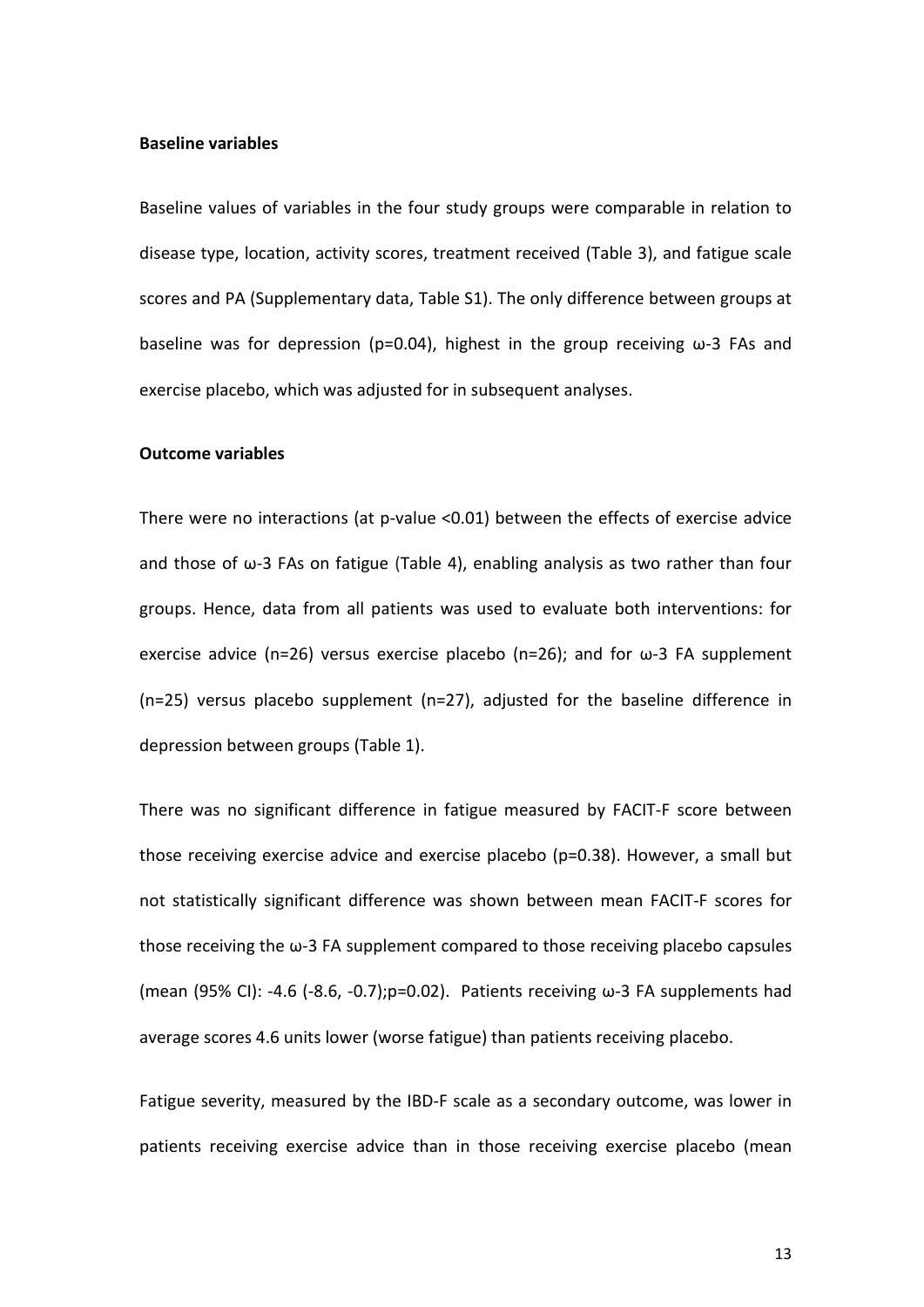**Baseline variables**

Baseline values of variables in the four study groups were comparable in relation to disease type, location, activity scores, treatment received (Table 3), and fatigue scale scores and PA (Supplementary data, Table S1). The only difference between groups at baseline was for depression ($p=0.04$), highest in the group receiving ω-3 FAs and exercise placebo, which was adjusted for in subsequent analyses.

**Outcome variables**

There were no interactions (at p-value <0.01) between the effects of exercise advice and those of ω-3 FAs on fatigue (Table 4), enabling analysis as two rather than four groups. Hence, data from all patients was used to evaluate both interventions: for exercise advice (n=26) versus exercise placebo (n=26); and for ω-3 FA supplement (n=25) versus placebo supplement (n=27), adjusted for the baseline difference in depression between groups (Table 1).

There was no significant difference in fatigue measured by FACIT-F score between those receiving exercise advice and exercise placebo ($p=0.38$). However, a small but not statistically significant difference was shown between mean FACIT-F scores for those receiving the ω-3 FA supplement compared to those receiving placebo capsules (mean (95% CI): -4.6 (-8.6, -0.7);p=0.02). Patients receiving ω-3 FA supplements had average scores 4.6 units lower (worse fatigue) than patients receiving placebo.

Fatigue severity, measured by the IBD-F scale as a secondary outcome, was lower in patients receiving exercise advice than in those receiving exercise placebo (mean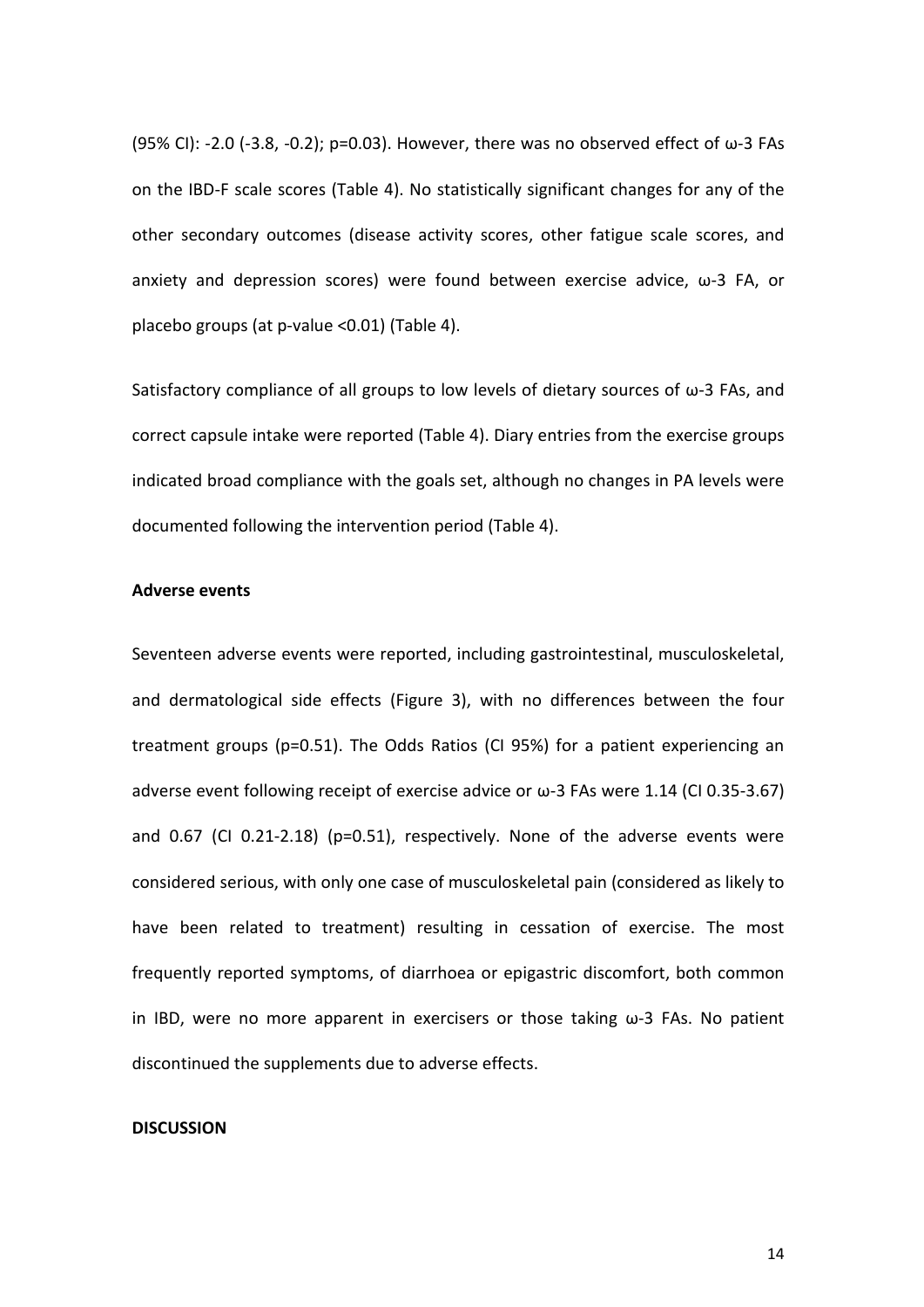(95% CI): -2.0 (-3.8, -0.2); p=0.03). However, there was no observed effect of ω-3 FAs on the IBD-F scale scores (Table 4). No statistically significant changes for any of the other secondary outcomes (disease activity scores, other fatigue scale scores, and anxiety and depression scores) were found between exercise advice, ω-3 FA, or placebo groups (at p-value <0.01) (Table 4).

Satisfactory compliance of all groups to low levels of dietary sources of ω-3 FAs, and correct capsule intake were reported (Table 4). Diary entries from the exercise groups indicated broad compliance with the goals set, although no changes in PA levels were documented following the intervention period (Table 4).

**Adverse events**

Seventeen adverse events were reported, including gastrointestinal, musculoskeletal, and dermatological side effects (Figure 3), with no differences between the four treatment groups (p=0.51). The Odds Ratios (CI 95%) for a patient experiencing an adverse event following receipt of exercise advice or ω-3 FAs were 1.14 (CI 0.35-3.67) and 0.67 (CI 0.21-2.18) (p=0.51), respectively. None of the adverse events were considered serious, with only one case of musculoskeletal pain (considered as likely to have been related to treatment) resulting in cessation of exercise. The most frequently reported symptoms, of diarrhoea or epigastric discomfort, both common in IBD, were no more apparent in exercisers or those taking ω-3 FAs. No patient discontinued the supplements due to adverse effects.

**DISCUSSION**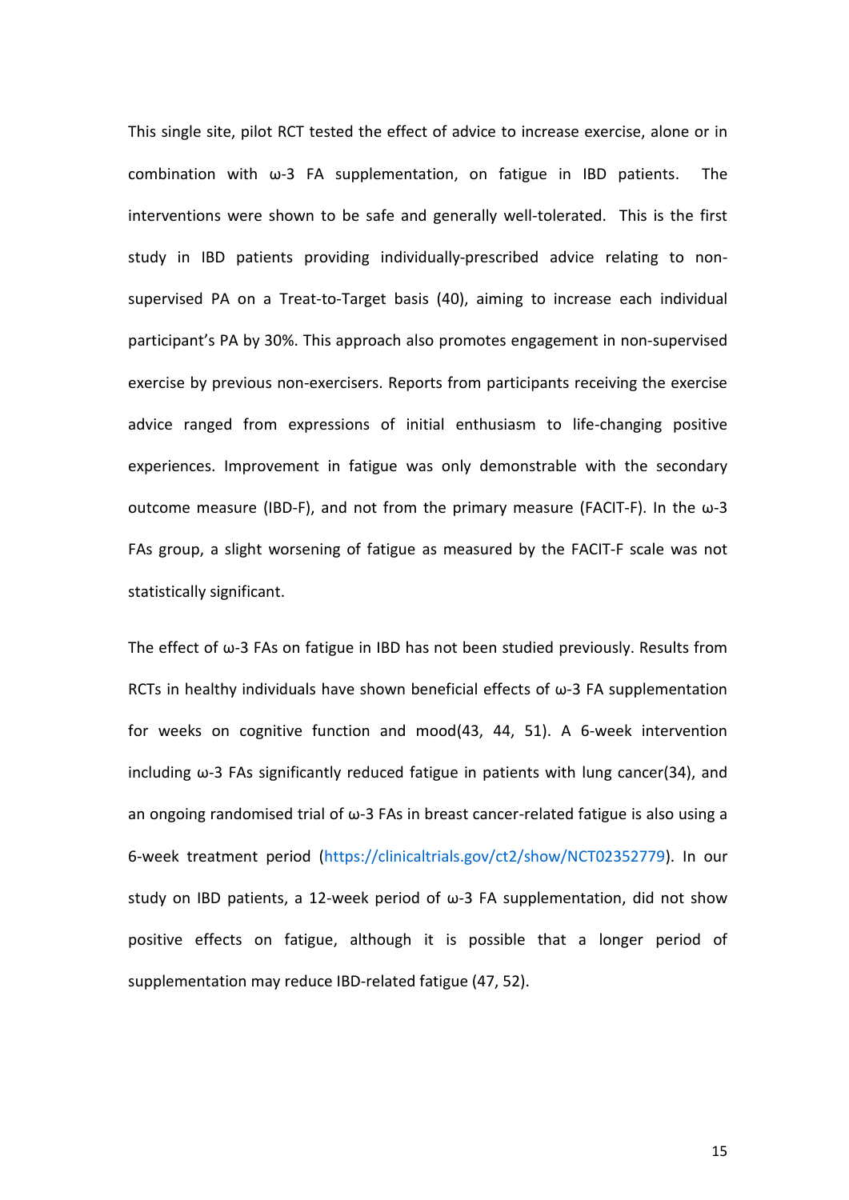This single site, pilot RCT tested the effect of advice to increase exercise, alone or in combination with ω-3 FA supplementation, on fatigue in IBD patients. The interventions were shown to be safe and generally well-tolerated. This is the first study in IBD patients providing individually-prescribed advice relating to non-supervised PA on a Treat-to-Target basis (40), aiming to increase each individual participant's PA by 30%. This approach also promotes engagement in non-supervised exercise by previous non-exercisers. Reports from participants receiving the exercise advice ranged from expressions of initial enthusiasm to life-changing positive experiences. Improvement in fatigue was only demonstrable with the secondary outcome measure (IBD-F), and not from the primary measure (FACIT-F). In the ω-3 FAs group, a slight worsening of fatigue as measured by the FACIT-F scale was not statistically significant.

The effect of ω-3 FAs on fatigue in IBD has not been studied previously. Results from RCTs in healthy individuals have shown beneficial effects of ω-3 FA supplementation for weeks on cognitive function and mood(43, 44, 51). A 6-week intervention including ω-3 FAs significantly reduced fatigue in patients with lung cancer(34), and an ongoing randomised trial of ω-3 FAs in breast cancer-related fatigue is also using a 6-week treatment period (https://clinicaltrials.gov/ct2/show/NCT02352779). In our study on IBD patients, a 12-week period of ω-3 FA supplementation, did not show positive effects on fatigue, although it is possible that a longer period of supplementation may reduce IBD-related fatigue (47, 52).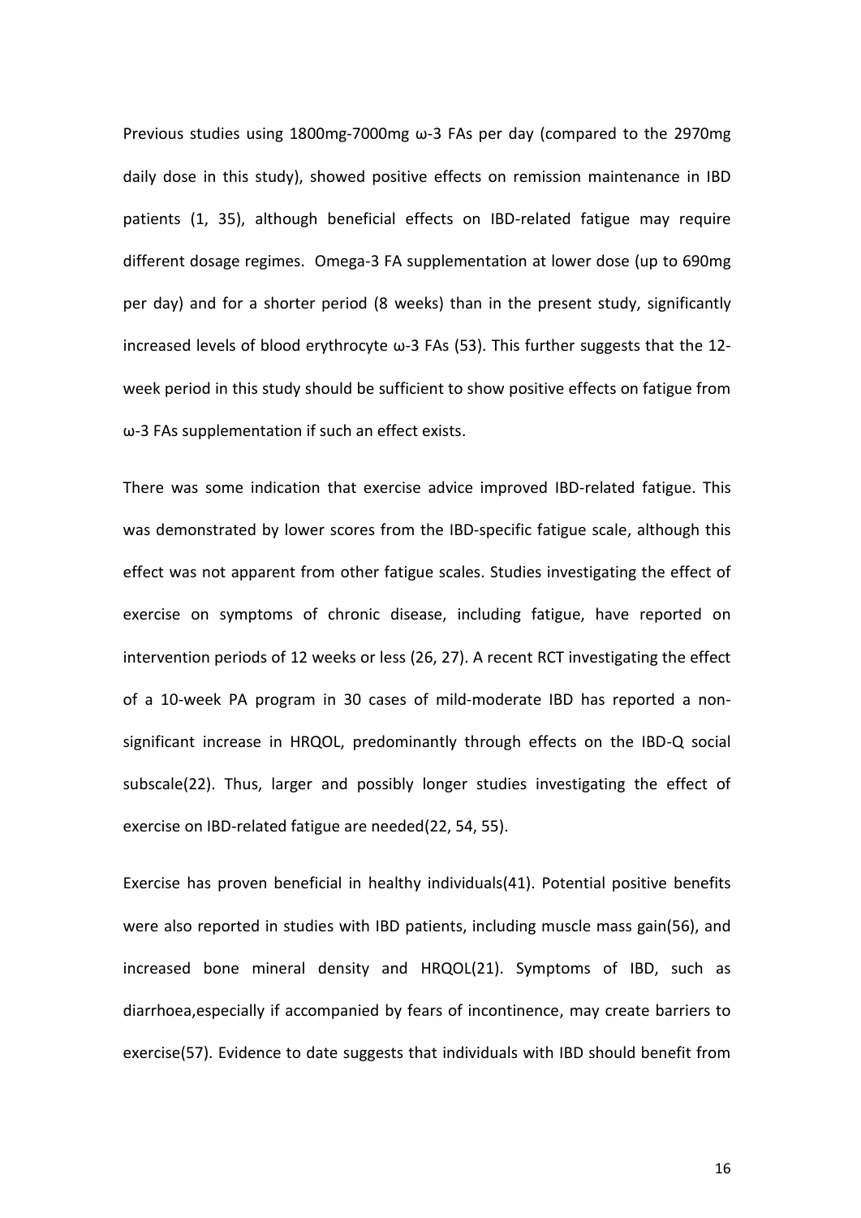Previous studies using 1800mg-7000mg ω-3 FAs per day (compared to the 2970mg daily dose in this study), showed positive effects on remission maintenance in IBD patients (1, 35), although beneficial effects on IBD-related fatigue may require different dosage regimes. Omega-3 FA supplementation at lower dose (up to 690mg per day) and for a shorter period (8 weeks) than in the present study, significantly increased levels of blood erythrocyte ω-3 FAs (53). This further suggests that the 12-week period in this study should be sufficient to show positive effects on fatigue from ω-3 FAs supplementation if such an effect exists.

There was some indication that exercise advice improved IBD-related fatigue. This was demonstrated by lower scores from the IBD-specific fatigue scale, although this effect was not apparent from other fatigue scales. Studies investigating the effect of exercise on symptoms of chronic disease, including fatigue, have reported on intervention periods of 12 weeks or less (26, 27). A recent RCT investigating the effect of a 10-week PA program in 30 cases of mild-moderate IBD has reported a non-significant increase in HRQOL, predominantly through effects on the IBD-Q social subscale(22). Thus, larger and possibly longer studies investigating the effect of exercise on IBD-related fatigue are needed(22, 54, 55).

Exercise has proven beneficial in healthy individuals(41). Potential positive benefits were also reported in studies with IBD patients, including muscle mass gain(56), and increased bone mineral density and HRQOL(21). Symptoms of IBD, such as diarrhoea,especially if accompanied by fears of incontinence, may create barriers to exercise(57). Evidence to date suggests that individuals with IBD should benefit from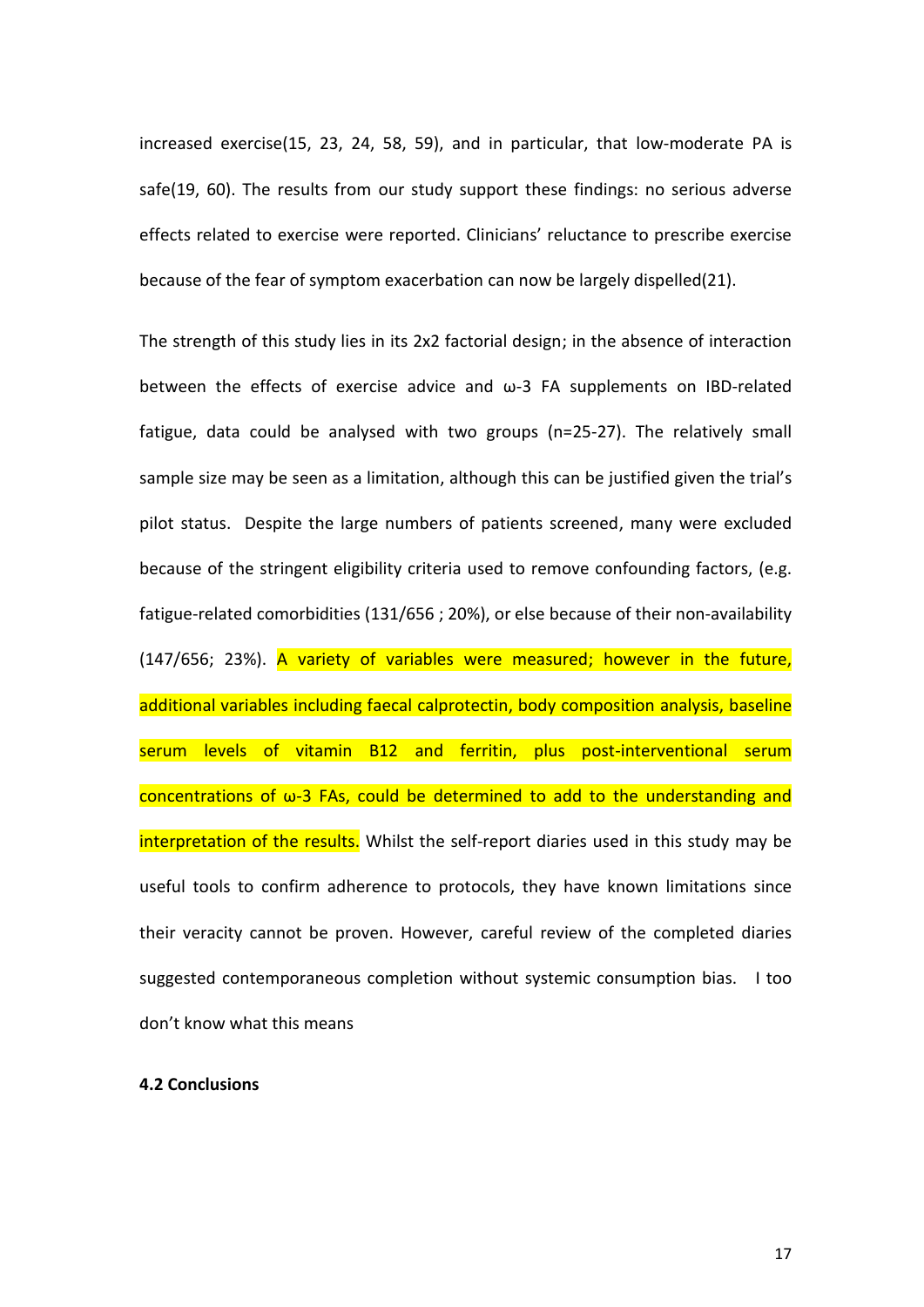increased exercise(15, 23, 24, 58, 59), and in particular, that low-moderate PA is safe(19, 60). The results from our study support these findings: no serious adverse effects related to exercise were reported. Clinicians' reluctance to prescribe exercise because of the fear of symptom exacerbation can now be largely dispelled(21).

The strength of this study lies in its 2x2 factorial design; in the absence of interaction between the effects of exercise advice and ω-3 FA supplements on IBD-related fatigue, data could be analysed with two groups (n=25-27). The relatively small sample size may be seen as a limitation, although this can be justified given the trial's pilot status. Despite the large numbers of patients screened, many were excluded because of the stringent eligibility criteria used to remove confounding factors, (e.g. fatigue-related comorbidities (131/656 ; 20%), or else because of their non-availability (147/656; 23%). A variety of variables were measured; however in the future, additional variables including faecal calprotectin, body composition analysis, baseline serum levels of vitamin B12 and ferritin, plus post-interventional serum concentrations of ω-3 FAs, could be determined to add to the understanding and interpretation of the results. Whilst the self-report diaries used in this study may be useful tools to confirm adherence to protocols, they have known limitations since their veracity cannot be proven. However, careful review of the completed diaries suggested contemporaneous completion without systemic consumption bias. I too don't know what this means

### 4.2 Conclusions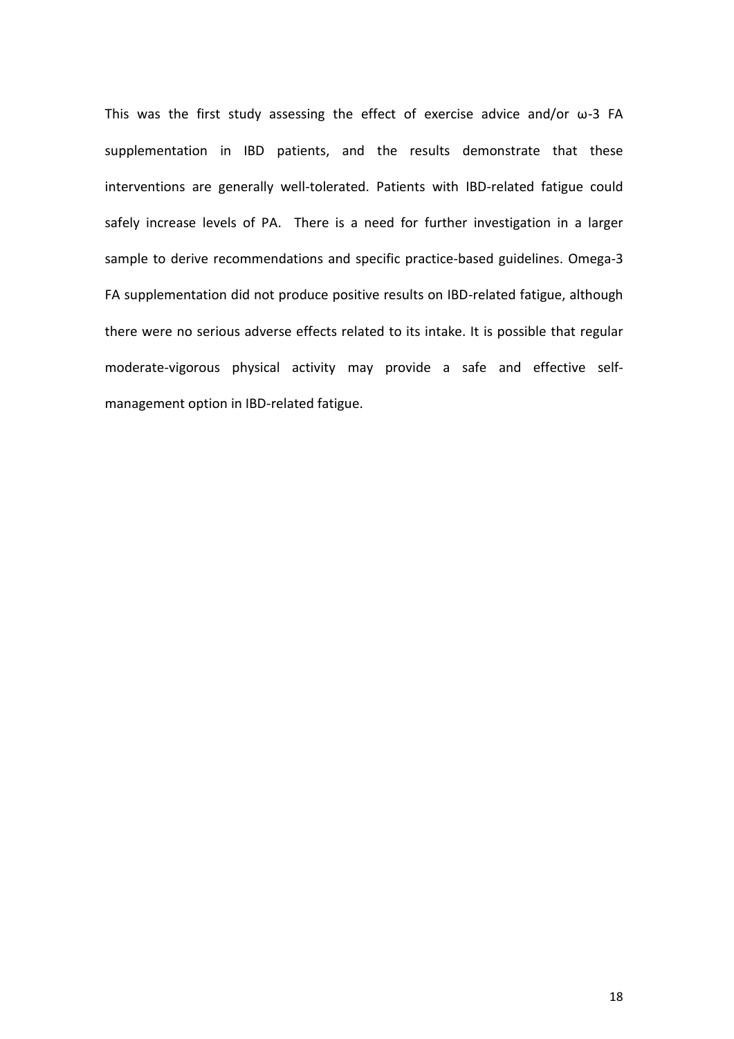This was the first study assessing the effect of exercise advice and/or ω-3 FA supplementation in IBD patients, and the results demonstrate that these interventions are generally well-tolerated. Patients with IBD-related fatigue could safely increase levels of PA. There is a need for further investigation in a larger sample to derive recommendations and specific practice-based guidelines. Omega-3 FA supplementation did not produce positive results on IBD-related fatigue, although there were no serious adverse effects related to its intake. It is possible that regular moderate-vigorous physical activity may provide a safe and effective self-management option in IBD-related fatigue.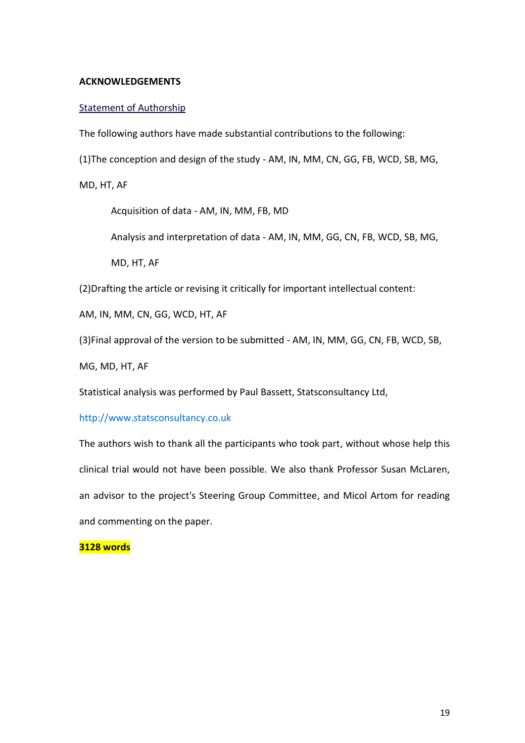**ACKNOWLEDGEMENTS**

Statement of Authorship

The following authors have made substantial contributions to the following:

(1)The conception and design of the study - AM, IN, MM, CN, GG, FB, WCD, SB, MG, MD, HT, AF

Acquisition of data - AM, IN, MM, FB, MD

Analysis and interpretation of data - AM, IN, MM, GG, CN, FB, WCD, SB, MG, MD, HT, AF

(2)Drafting the article or revising it critically for important intellectual content: AM, IN, MM, CN, GG, WCD, HT, AF

(3)Final approval of the version to be submitted - AM, IN, MM, GG, CN, FB, WCD, SB, MG, MD, HT, AF

Statistical analysis was performed by Paul Bassett, Statsconsultancy Ltd, http://www.statsconsultancy.co.uk

The authors wish to thank all the participants who took part, without whose help this clinical trial would not have been possible. We also thank Professor Susan McLaren, an advisor to the project's Steering Group Committee, and Micol Artom for reading and commenting on the paper.

**3128 words**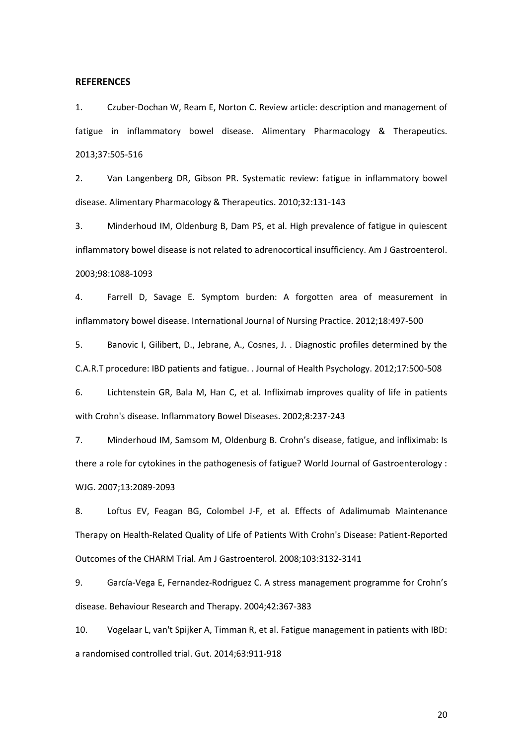**REFERENCES**

1. Czuber-Dochan W, Ream E, Norton C. Review article: description and management of fatigue in inflammatory bowel disease. Alimentary Pharmacology & Therapeutics. 2013;37:505-516

2. Van Langenberg DR, Gibson PR. Systematic review: fatigue in inflammatory bowel disease. Alimentary Pharmacology & Therapeutics. 2010;32:131-143

3. Minderhoud IM, Oldenburg B, Dam PS, et al. High prevalence of fatigue in quiescent inflammatory bowel disease is not related to adrenocortical insufficiency. Am J Gastroenterol. 2003;98:1088-1093

4. Farrell D, Savage E. Symptom burden: A forgotten area of measurement in inflammatory bowel disease. International Journal of Nursing Practice. 2012;18:497-500

5. Banovic I, Gilibert, D., Jebrane, A., Cosnes, J. . Diagnostic profiles determined by the C.A.R.T procedure: IBD patients and fatigue. . Journal of Health Psychology. 2012;17:500-508

6. Lichtenstein GR, Bala M, Han C, et al. Infliximab improves quality of life in patients with Crohn's disease. Inflammatory Bowel Diseases. 2002;8:237-243

7. Minderhoud IM, Samsom M, Oldenburg B. Crohn's disease, fatigue, and infliximab: Is there a role for cytokines in the pathogenesis of fatigue? World Journal of Gastroenterology : WJG. 2007;13:2089-2093

8. Loftus EV, Feagan BG, Colombel J-F, et al. Effects of Adalimumab Maintenance Therapy on Health-Related Quality of Life of Patients With Crohn's Disease: Patient-Reported Outcomes of the CHARM Trial. Am J Gastroenterol. 2008;103:3132-3141

9. García-Vega E, Fernandez-Rodriguez C. A stress management programme for Crohn's disease. Behaviour Research and Therapy. 2004;42:367-383

10. Vogelaar L, van't Spijker A, Timman R, et al. Fatigue management in patients with IBD: a randomised controlled trial. Gut. 2014;63:911-918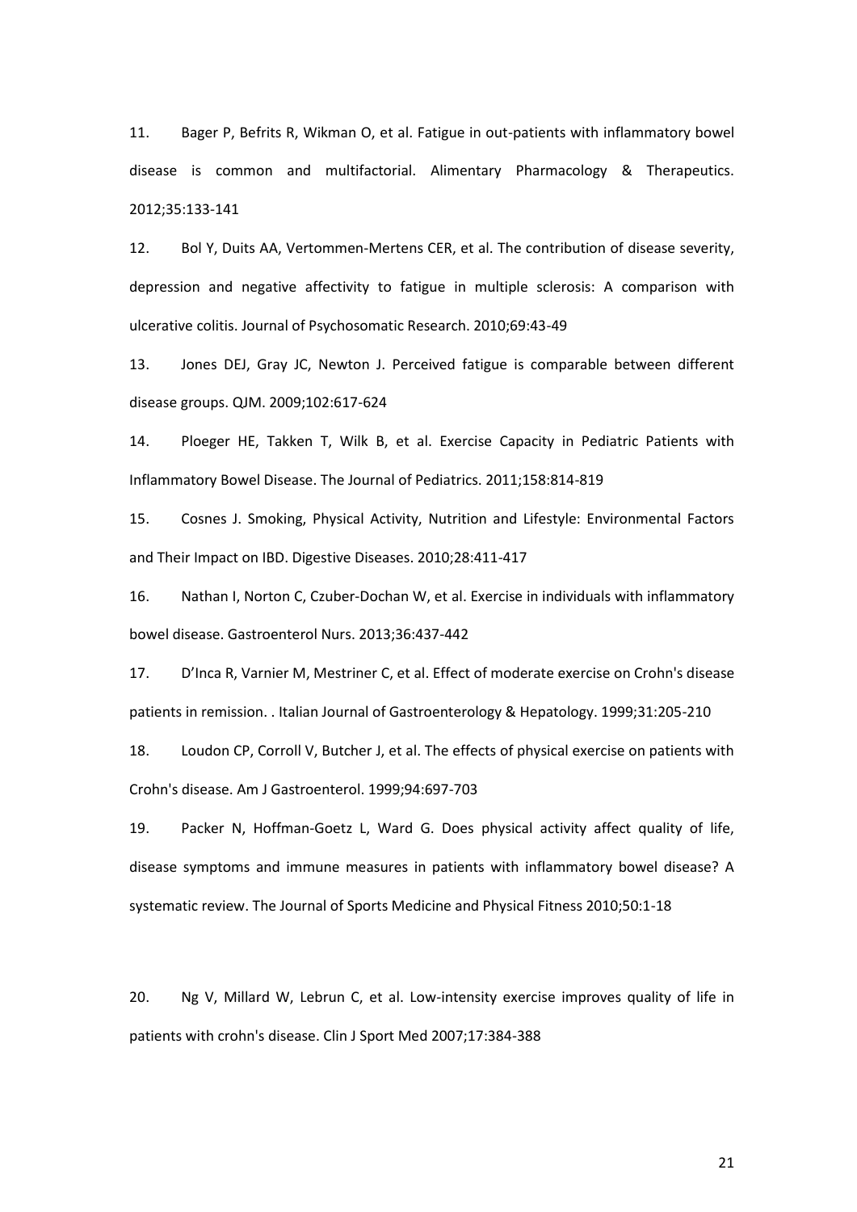11. Bager P, Befrits R, Wikman O, et al. Fatigue in out-patients with inflammatory bowel disease is common and multifactorial. Alimentary Pharmacology & Therapeutics. 2012;35:133-141

12. Bol Y, Duits AA, Vertommen-Mertens CER, et al. The contribution of disease severity, depression and negative affectivity to fatigue in multiple sclerosis: A comparison with ulcerative colitis. Journal of Psychosomatic Research. 2010;69:43-49

13. Jones DEJ, Gray JC, Newton J. Perceived fatigue is comparable between different disease groups. QJM. 2009;102:617-624

14. Ploeger HE, Takken T, Wilk B, et al. Exercise Capacity in Pediatric Patients with Inflammatory Bowel Disease. The Journal of Pediatrics. 2011;158:814-819

15. Cosnes J. Smoking, Physical Activity, Nutrition and Lifestyle: Environmental Factors and Their Impact on IBD. Digestive Diseases. 2010;28:411-417

16. Nathan I, Norton C, Czuber-Dochan W, et al. Exercise in individuals with inflammatory bowel disease. Gastroenterol Nurs. 2013;36:437-442

17. D'Inca R, Varnier M, Mestriner C, et al. Effect of moderate exercise on Crohn's disease patients in remission. . Italian Journal of Gastroenterology & Hepatology. 1999;31:205-210

18. Loudon CP, Corroll V, Butcher J, et al. The effects of physical exercise on patients with Crohn's disease. Am J Gastroenterol. 1999;94:697-703

19. Packer N, Hoffman-Goetz L, Ward G. Does physical activity affect quality of life, disease symptoms and immune measures in patients with inflammatory bowel disease? A systematic review. The Journal of Sports Medicine and Physical Fitness 2010;50:1-18

20. Ng V, Millard W, Lebrun C, et al. Low-intensity exercise improves quality of life in patients with crohn's disease. Clin J Sport Med 2007;17:384-388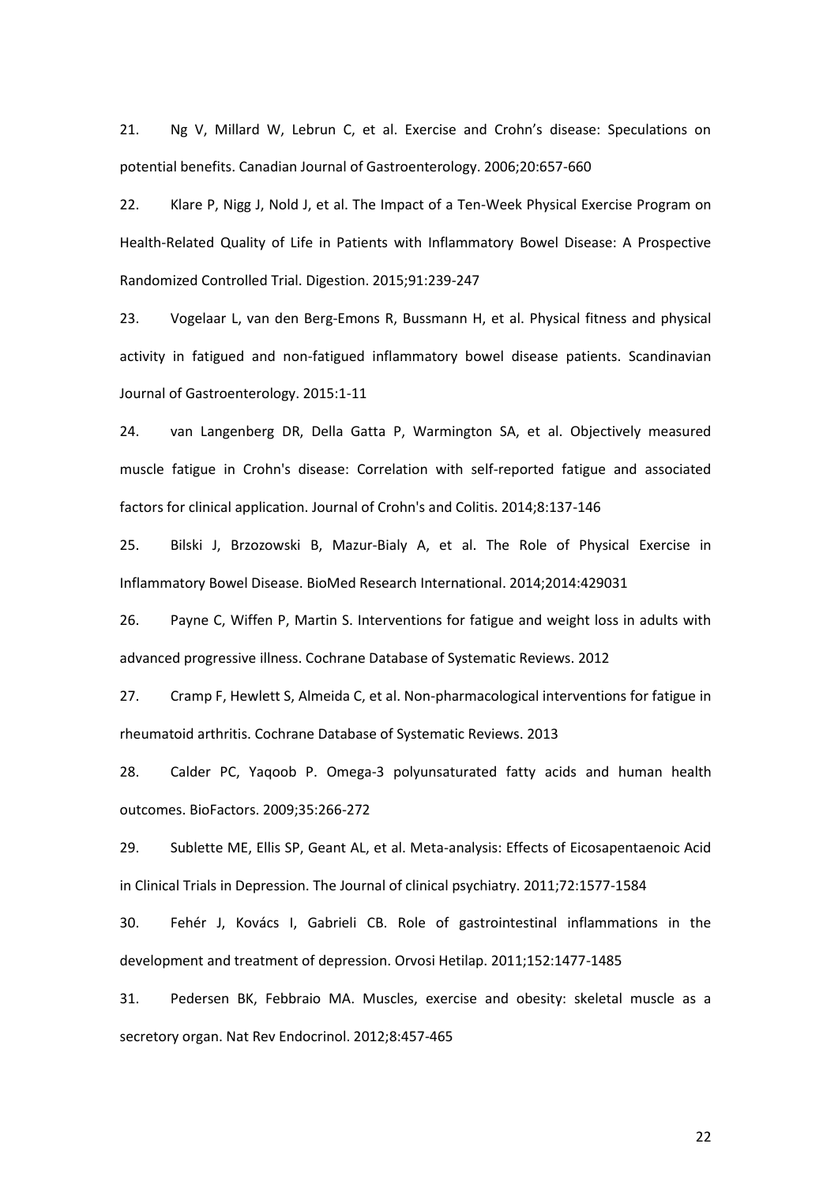21. Ng V, Millard W, Lebrun C, et al. Exercise and Crohn's disease: Speculations on potential benefits. Canadian Journal of Gastroenterology. 2006;20:657-660

22. Klare P, Nigg J, Nold J, et al. The Impact of a Ten-Week Physical Exercise Program on Health-Related Quality of Life in Patients with Inflammatory Bowel Disease: A Prospective Randomized Controlled Trial. Digestion. 2015;91:239-247

23. Vogelaar L, van den Berg-Emons R, Bussmann H, et al. Physical fitness and physical activity in fatigued and non-fatigued inflammatory bowel disease patients. Scandinavian Journal of Gastroenterology. 2015:1-11

24. van Langenberg DR, Della Gatta P, Warmington SA, et al. Objectively measured muscle fatigue in Crohn's disease: Correlation with self-reported fatigue and associated factors for clinical application. Journal of Crohn's and Colitis. 2014;8:137-146

25. Bilski J, Brzozowski B, Mazur-Bialy A, et al. The Role of Physical Exercise in Inflammatory Bowel Disease. BioMed Research International. 2014;2014:429031

26. Payne C, Wiffen P, Martin S. Interventions for fatigue and weight loss in adults with advanced progressive illness. Cochrane Database of Systematic Reviews. 2012

27. Cramp F, Hewlett S, Almeida C, et al. Non-pharmacological interventions for fatigue in rheumatoid arthritis. Cochrane Database of Systematic Reviews. 2013

28. Calder PC, Yaqoob P. Omega-3 polyunsaturated fatty acids and human health outcomes. BioFactors. 2009;35:266-272

29. Sublette ME, Ellis SP, Geant AL, et al. Meta-analysis: Effects of Eicosapentaenoic Acid in Clinical Trials in Depression. The Journal of clinical psychiatry. 2011;72:1577-1584

30. Fehér J, Kovács I, Gabrieli CB. Role of gastrointestinal inflammations in the development and treatment of depression. Orvosi Hetilap. 2011;152:1477-1485

31. Pedersen BK, Febbraio MA. Muscles, exercise and obesity: skeletal muscle as a secretory organ. Nat Rev Endocrinol. 2012;8:457-465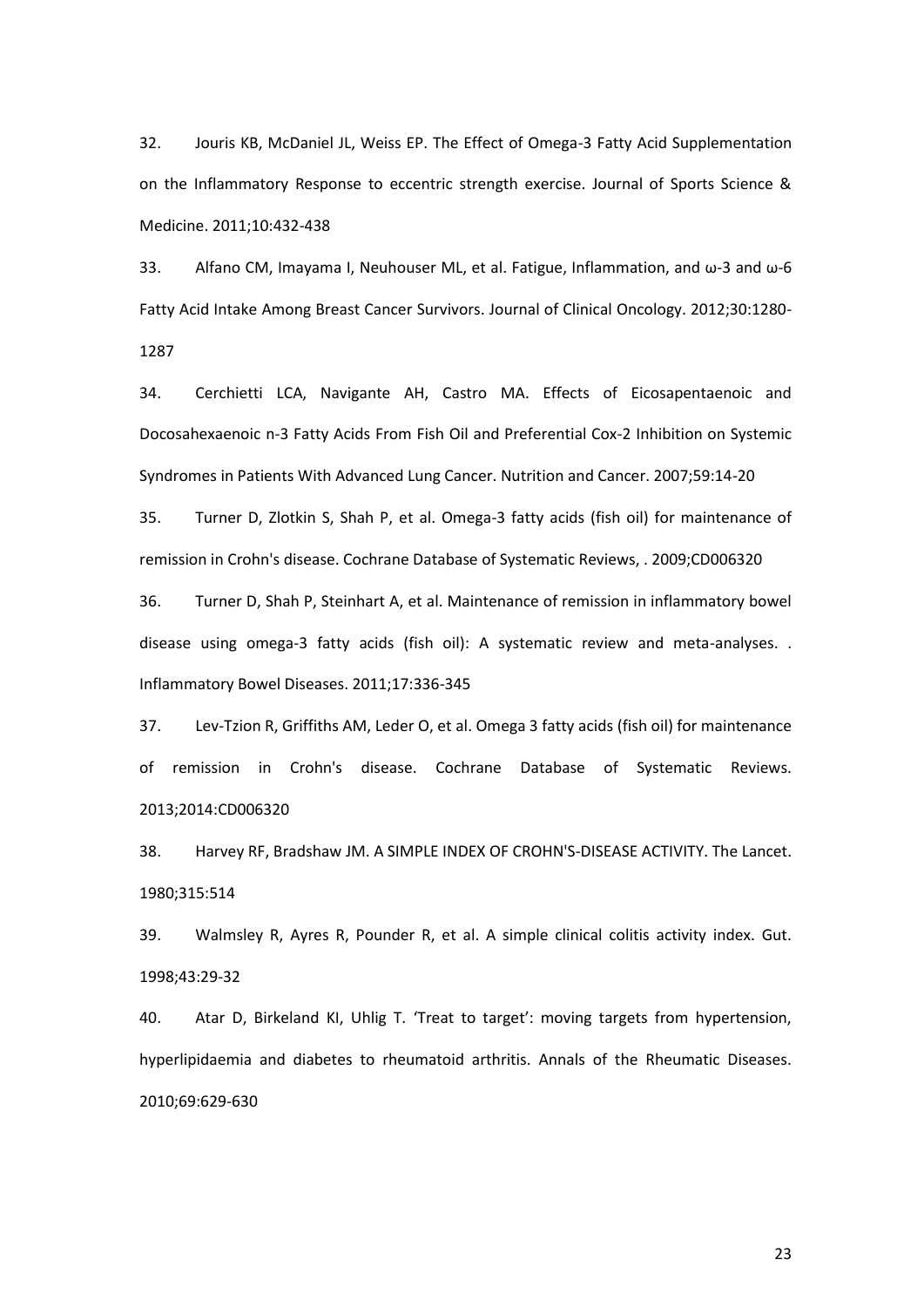32. Jouris KB, McDaniel JL, Weiss EP. The Effect of Omega-3 Fatty Acid Supplementation on the Inflammatory Response to eccentric strength exercise. Journal of Sports Science & Medicine. 2011;10:432-438

33. Alfano CM, Imayama I, Neuhouser ML, et al. Fatigue, Inflammation, and ω-3 and ω-6 Fatty Acid Intake Among Breast Cancer Survivors. Journal of Clinical Oncology. 2012;30:1280-1287

34. Cerchietti LCA, Navigante AH, Castro MA. Effects of Eicosapentaenoic and Docosahexaenoic n-3 Fatty Acids From Fish Oil and Preferential Cox-2 Inhibition on Systemic Syndromes in Patients With Advanced Lung Cancer. Nutrition and Cancer. 2007;59:14-20

35. Turner D, Zlotkin S, Shah P, et al. Omega-3 fatty acids (fish oil) for maintenance of remission in Crohn's disease. Cochrane Database of Systematic Reviews, . 2009;CD006320

36. Turner D, Shah P, Steinhart A, et al. Maintenance of remission in inflammatory bowel disease using omega-3 fatty acids (fish oil): A systematic review and meta-analyses. . Inflammatory Bowel Diseases. 2011;17:336-345

37. Lev-Tzion R, Griffiths AM, Leder O, et al. Omega 3 fatty acids (fish oil) for maintenance of remission in Crohn's disease. Cochrane Database of Systematic Reviews. 2013;2014:CD006320

38. Harvey RF, Bradshaw JM. A SIMPLE INDEX OF CROHN'S-DISEASE ACTIVITY. The Lancet. 1980;315:514

39. Walmsley R, Ayres R, Pounder R, et al. A simple clinical colitis activity index. Gut. 1998;43:29-32

40. Atar D, Birkeland KI, Uhlig T. 'Treat to target': moving targets from hypertension, hyperlipidaemia and diabetes to rheumatoid arthritis. Annals of the Rheumatic Diseases. 2010;69:629-630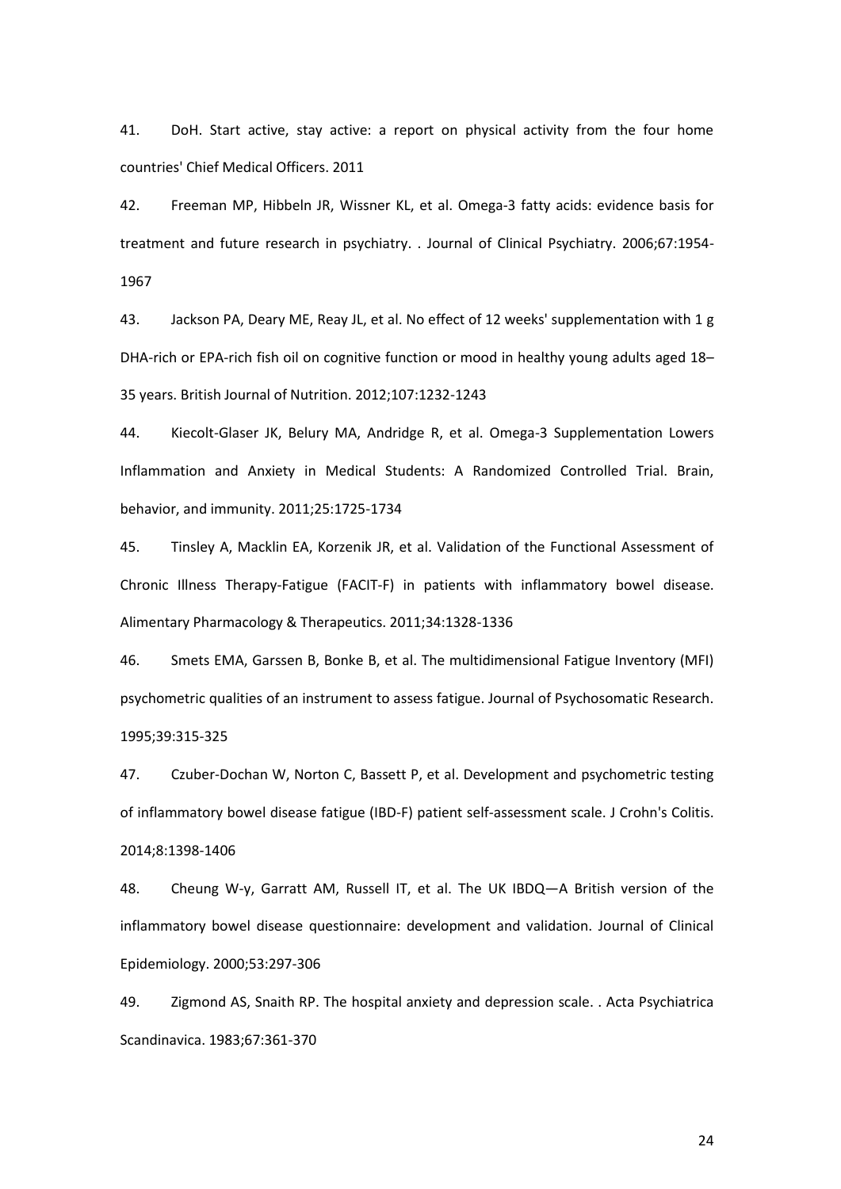41. DoH. Start active, stay active: a report on physical activity from the four home countries' Chief Medical Officers. 2011

42. Freeman MP, Hibbeln JR, Wissner KL, et al. Omega-3 fatty acids: evidence basis for treatment and future research in psychiatry. . Journal of Clinical Psychiatry. 2006;67:1954-1967

43. Jackson PA, Deary ME, Reay JL, et al. No effect of 12 weeks' supplementation with 1 g DHA-rich or EPA-rich fish oil on cognitive function or mood in healthy young adults aged 18–35 years. British Journal of Nutrition. 2012;107:1232-1243

44. Kiecolt-Glaser JK, Belury MA, Andridge R, et al. Omega-3 Supplementation Lowers Inflammation and Anxiety in Medical Students: A Randomized Controlled Trial. Brain, behavior, and immunity. 2011;25:1725-1734

45. Tinsley A, Macklin EA, Korzenik JR, et al. Validation of the Functional Assessment of Chronic Illness Therapy-Fatigue (FACIT-F) in patients with inflammatory bowel disease. Alimentary Pharmacology & Therapeutics. 2011;34:1328-1336

46. Smets EMA, Garssen B, Bonke B, et al. The multidimensional Fatigue Inventory (MFI) psychometric qualities of an instrument to assess fatigue. Journal of Psychosomatic Research. 1995;39:315-325

47. Czuber-Dochan W, Norton C, Bassett P, et al. Development and psychometric testing of inflammatory bowel disease fatigue (IBD-F) patient self-assessment scale. J Crohn's Colitis. 2014;8:1398-1406

48. Cheung W-y, Garratt AM, Russell IT, et al. The UK IBDQ—A British version of the inflammatory bowel disease questionnaire: development and validation. Journal of Clinical Epidemiology. 2000;53:297-306

49. Zigmond AS, Snaith RP. The hospital anxiety and depression scale. . Acta Psychiatrica Scandinavica. 1983;67:361-370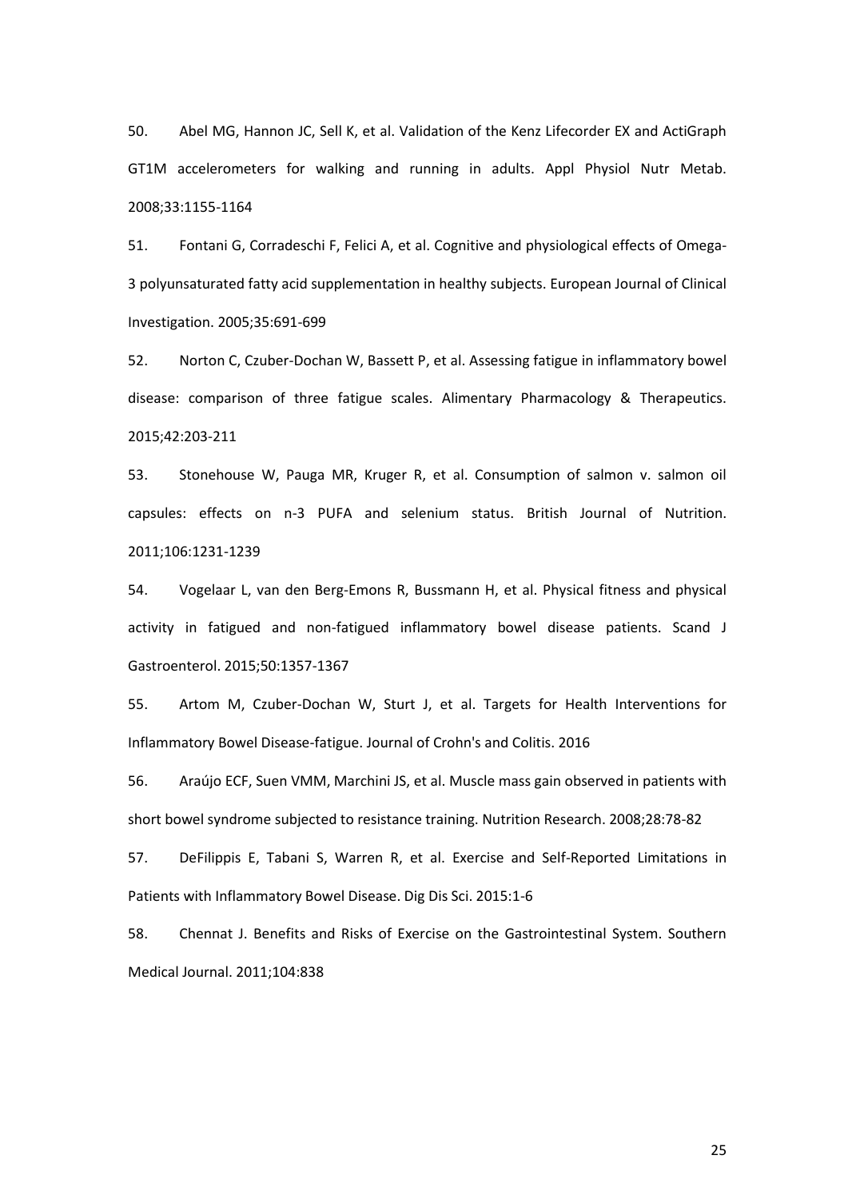50. Abel MG, Hannon JC, Sell K, et al. Validation of the Kenz Lifecorder EX and ActiGraph GT1M accelerometers for walking and running in adults. Appl Physiol Nutr Metab. 2008;33:1155-1164

51. Fontani G, Corradeschi F, Felici A, et al. Cognitive and physiological effects of Omega-3 polyunsaturated fatty acid supplementation in healthy subjects. European Journal of Clinical Investigation. 2005;35:691-699

52. Norton C, Czuber-Dochan W, Bassett P, et al. Assessing fatigue in inflammatory bowel disease: comparison of three fatigue scales. Alimentary Pharmacology & Therapeutics. 2015;42:203-211

53. Stonehouse W, Pauga MR, Kruger R, et al. Consumption of salmon v. salmon oil capsules: effects on n-3 PUFA and selenium status. British Journal of Nutrition. 2011;106:1231-1239

54. Vogelaar L, van den Berg-Emons R, Bussmann H, et al. Physical fitness and physical activity in fatigued and non-fatigued inflammatory bowel disease patients. Scand J Gastroenterol. 2015;50:1357-1367

55. Artom M, Czuber-Dochan W, Sturt J, et al. Targets for Health Interventions for Inflammatory Bowel Disease-fatigue. Journal of Crohn's and Colitis. 2016

56. Araújo ECF, Suen VMM, Marchini JS, et al. Muscle mass gain observed in patients with short bowel syndrome subjected to resistance training. Nutrition Research. 2008;28:78-82

57. DeFilippis E, Tabani S, Warren R, et al. Exercise and Self-Reported Limitations in Patients with Inflammatory Bowel Disease. Dig Dis Sci. 2015:1-6

58. Chennat J. Benefits and Risks of Exercise on the Gastrointestinal System. Southern Medical Journal. 2011;104:838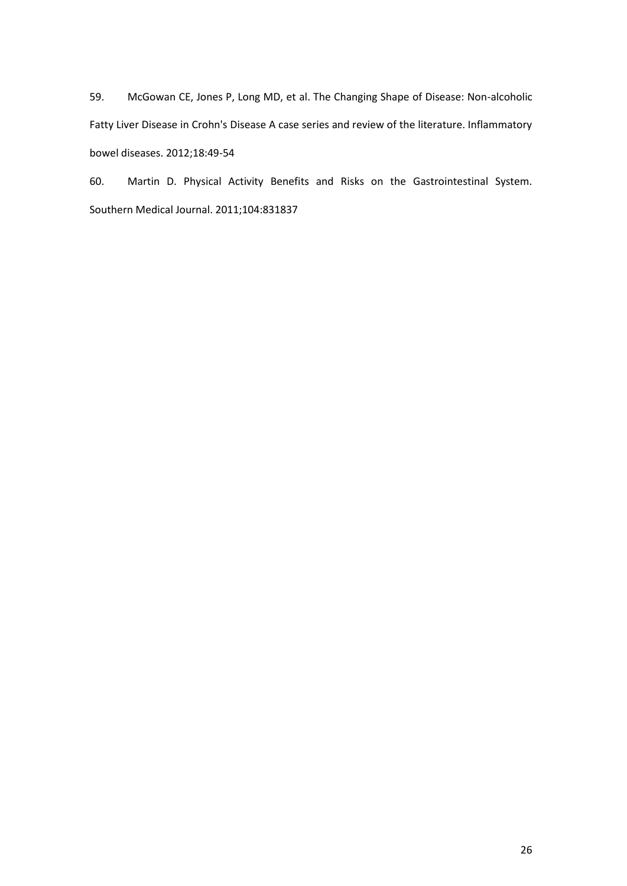59. McGowan CE, Jones P, Long MD, et al. The Changing Shape of Disease: Non-alcoholic Fatty Liver Disease in Crohn's Disease A case series and review of the literature. Inflammatory bowel diseases. 2012;18:49-54

60. Martin D. Physical Activity Benefits and Risks on the Gastrointestinal System. Southern Medical Journal. 2011;104:831837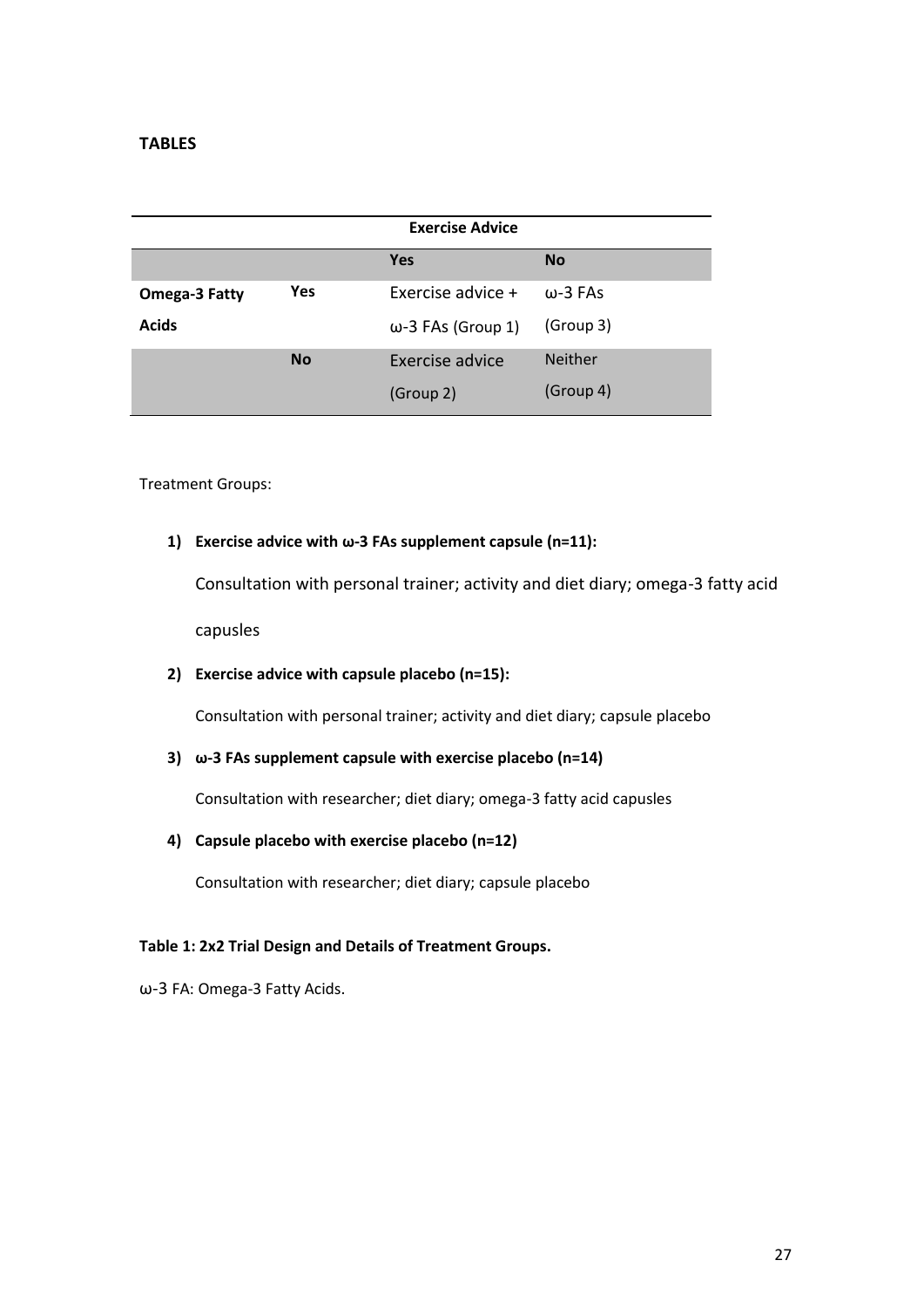**TABLES**

| | | Exercise Advice | |
|---|---|---|---|
| | | **Yes** | **No** |
| **Omega-3 Fatty Acids** | **Yes** | Exercise advice + ω-3 FAs (Group 1) | ω-3 FAs (Group 3) |
| | **No** | Exercise advice (Group 2) | Neither (Group 4) |

Treatment Groups:

1) **Exercise advice with ω-3 FAs supplement capsule (n=11):**

   Consultation with personal trainer; activity and diet diary; omega-3 fatty acid capusles

2) **Exercise advice with capsule placebo (n=15):**

   Consultation with personal trainer; activity and diet diary; capsule placebo

3) **ω-3 FAs supplement capsule with exercise placebo (n=14)**

   Consultation with researcher; diet diary; omega-3 fatty acid capsules

4) **Capsule placebo with exercise placebo (n=12)**

   Consultation with researcher; diet diary; capsule placebo

**Table 1: 2x2 Trial Design and Details of Treatment Groups.**

ω-3 FA: Omega-3 Fatty Acids.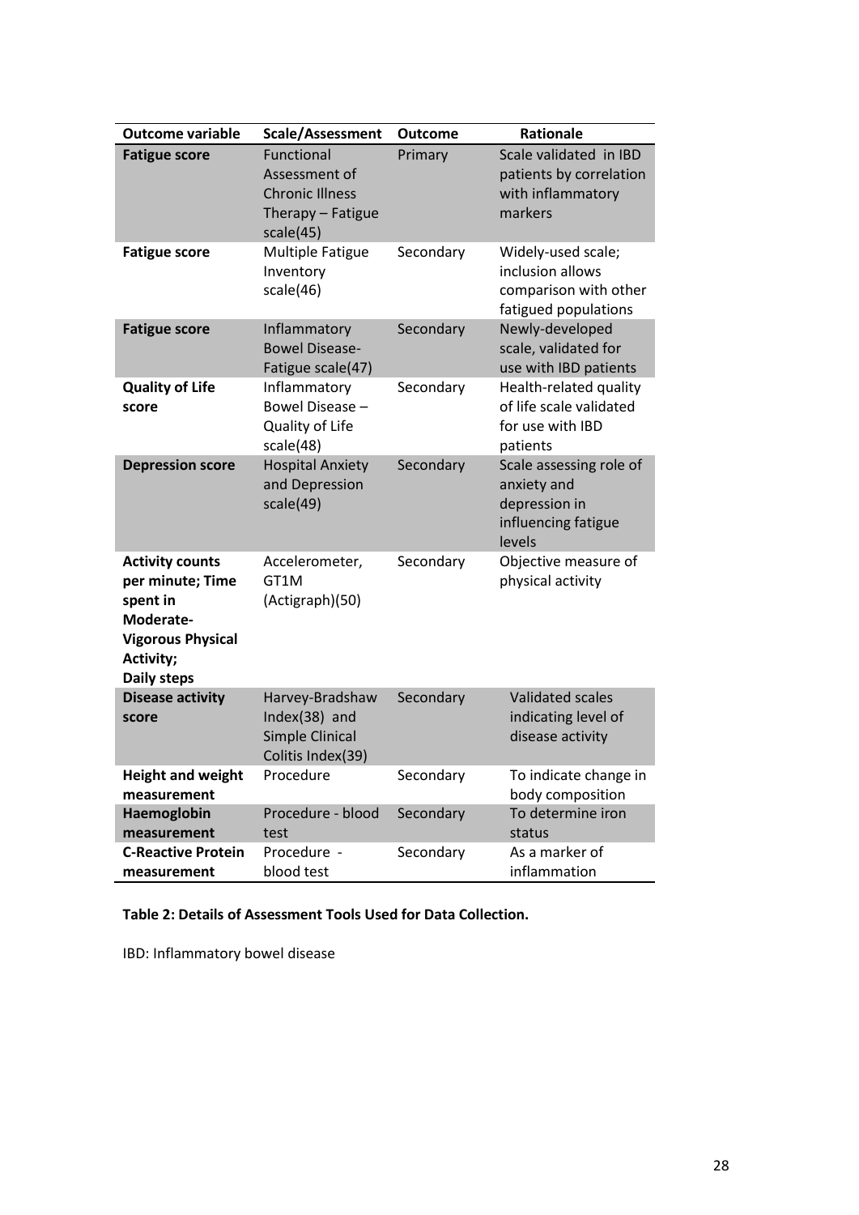| Outcome variable | Scale/Assessment | Outcome | Rationale |
|---|---|---|---|
| **Fatigue score** | Functional Assessment of Chronic Illness Therapy – Fatigue scale(45) | Primary | Scale validated in IBD patients by correlation with inflammatory markers |
| **Fatigue score** | Multiple Fatigue Inventory scale(46) | Secondary | Widely-used scale; inclusion allows comparison with other fatigued populations |
| **Fatigue score** | Inflammatory Bowel Disease-Fatigue scale(47) | Secondary | Newly-developed scale, validated for use with IBD patients |
| **Quality of Life score** | Inflammatory Bowel Disease – Quality of Life scale(48) | Secondary | Health-related quality of life scale validated for use with IBD patients |
| **Depression score** | Hospital Anxiety and Depression scale(49) | Secondary | Scale assessing role of anxiety and depression in influencing fatigue levels |
| **Activity counts per minute; Time spent in Moderate-Vigorous Physical Activity; Daily steps** | Accelerometer, GT1M (Actigraph)(50) | Secondary | Objective measure of physical activity |
| **Disease activity score** | Harvey-Bradshaw Index(38) and Simple Clinical Colitis Index(39) | Secondary | Validated scales indicating level of disease activity |
| **Height and weight measurement** | Procedure | Secondary | To indicate change in body composition |
| **Haemoglobin measurement** | Procedure - blood test | Secondary | To determine iron status |
| **C-Reactive Protein measurement** | Procedure - blood test | Secondary | As a marker of inflammation |

**Table 2: Details of Assessment Tools Used for Data Collection.**

IBD: Inflammatory bowel disease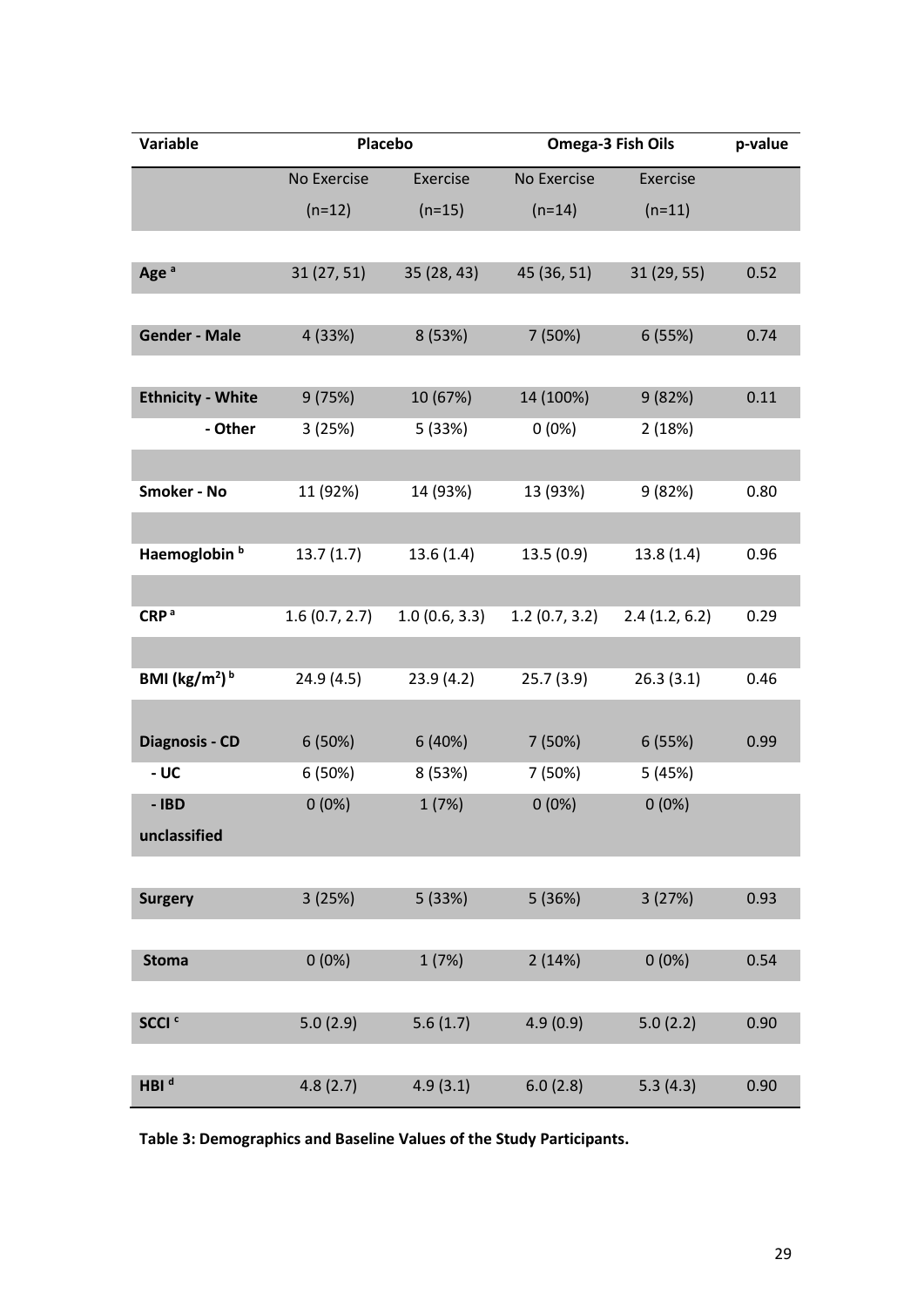| Variable | Placebo | | Omega-3 Fish Oils | | p-value |
|---|---|---|---|---|---|
| | No Exercise (n=12) | Exercise (n=15) | No Exercise (n=14) | Exercise (n=11) | |
| **Age** [a] | 31 (27, 51) | 35 (28, 43) | 45 (36, 51) | 31 (29, 55) | 0.52 |
| **Gender - Male** | 4 (33%) | 8 (53%) | 7 (50%) | 6 (55%) | 0.74 |
| **Ethnicity - White** | 9 (75%) | 10 (67%) | 14 (100%) | 9 (82%) | 0.11 |
| **- Other** | 3 (25%) | 5 (33%) | 0 (0%) | 2 (18%) | |
| **Smoker - No** | 11 (92%) | 14 (93%) | 13 (93%) | 9 (82%) | 0.80 |
| **Haemoglobin** [b] | 13.7 (1.7) | 13.6 (1.4) | 13.5 (0.9) | 13.8 (1.4) | 0.96 |
| **CRP** [a] | 1.6 (0.7, 2.7) | 1.0 (0.6, 3.3) | 1.2 (0.7, 3.2) | 2.4 (1.2, 6.2) | 0.29 |
| **BMI ($kg/m^2$)** [b] | 24.9 (4.5) | 23.9 (4.2) | 25.7 (3.9) | 26.3 (3.1) | 0.46 |
| **Diagnosis - CD** | 6 (50%) | 6 (40%) | 7 (50%) | 6 (55%) | 0.99 |
| **- UC** | 6 (50%) | 8 (53%) | 7 (50%) | 5 (45%) | |
| **- IBD unclassified** | 0 (0%) | 1 (7%) | 0 (0%) | 0 (0%) | |
| **Surgery** | 3 (25%) | 5 (33%) | 5 (36%) | 3 (27%) | 0.93 |
| **Stoma** | 0 (0%) | 1 (7%) | 2 (14%) | 0 (0%) | 0.54 |
| **SCCI** [c] | 5.0 (2.9) | 5.6 (1.7) | 4.9 (0.9) | 5.0 (2.2) | 0.90 |
| **HBI** [d] | 4.8 (2.7) | 4.9 (3.1) | 6.0 (2.8) | 5.3 (4.3) | 0.90 |

**Table 3: Demographics and Baseline Values of the Study Participants.**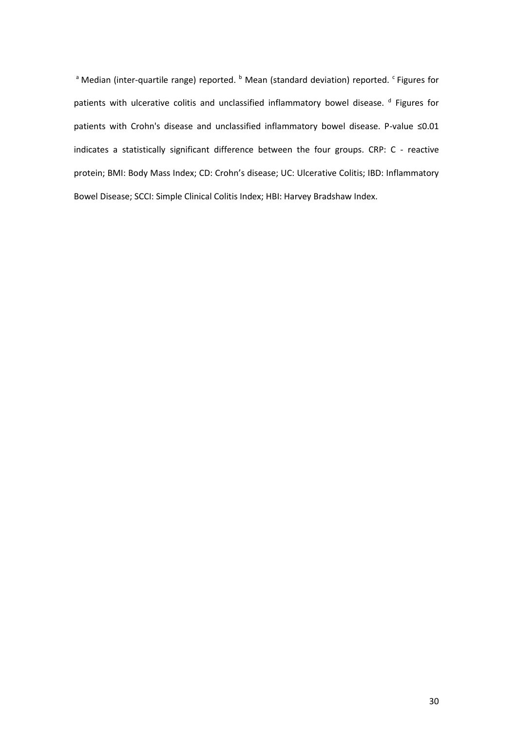[a] Median (inter-quartile range) reported. [b] Mean (standard deviation) reported. [c] Figures for patients with ulcerative colitis and unclassified inflammatory bowel disease. [d] Figures for patients with Crohn's disease and unclassified inflammatory bowel disease. P-value ≤0.01 indicates a statistically significant difference between the four groups. CRP: C - reactive protein; BMI: Body Mass Index; CD: Crohn's disease; UC: Ulcerative Colitis; IBD: Inflammatory Bowel Disease; SCCI: Simple Clinical Colitis Index; HBI: Harvey Bradshaw Index.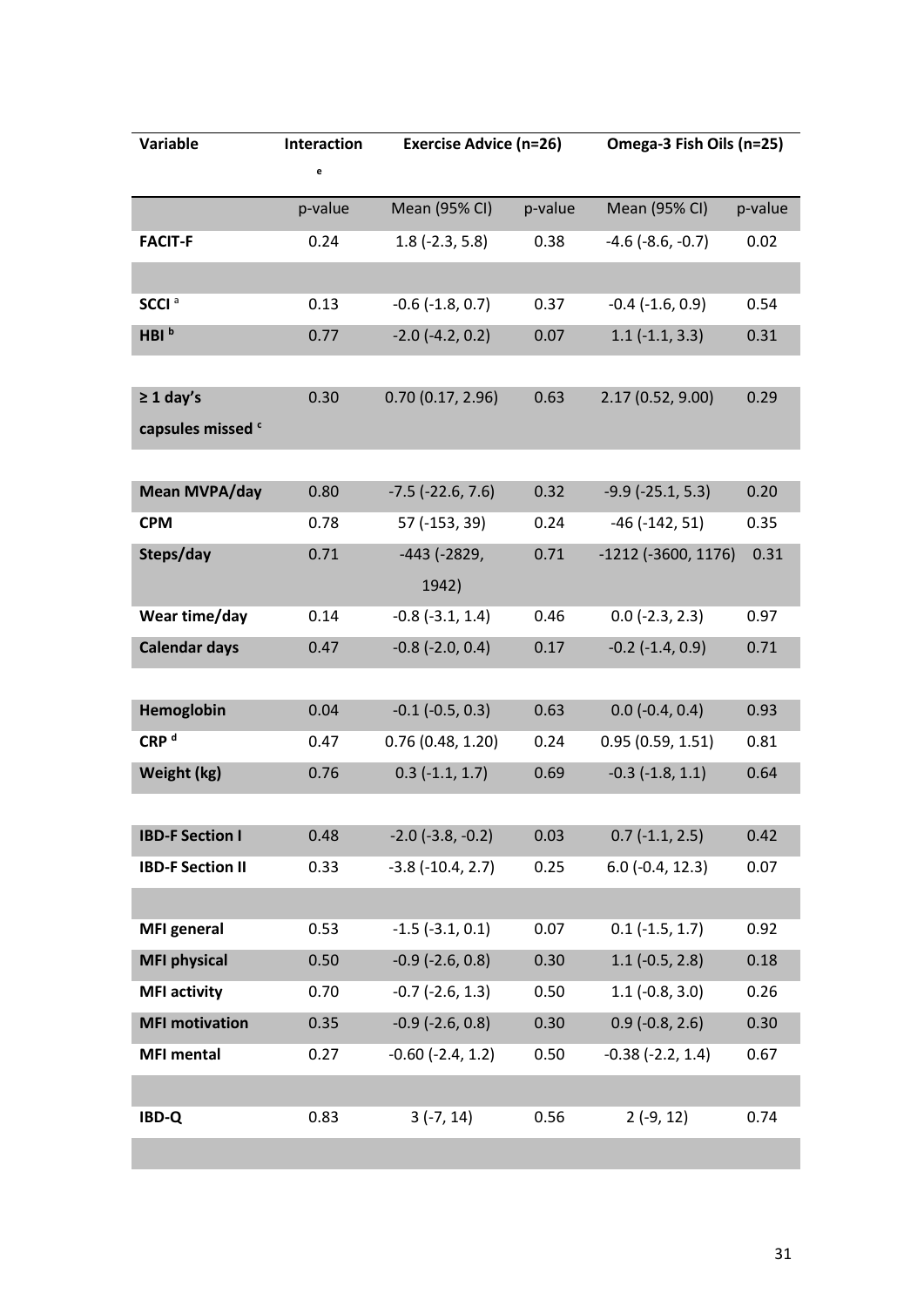| Variable | Interaction[e] | Exercise Advice (n=26) | | Omega-3 Fish Oils (n=25) | |
|---|---|---|---|---|---|
| | p-value | Mean (95% CI) | p-value | Mean (95% CI) | p-value |
| **FACIT-F** | 0.24 | 1.8 (-2.3, 5.8) | 0.38 | -4.6 (-8.6, -0.7) | 0.02 |
| | | | | | |
| **SCCI** [a] | 0.13 | -0.6 (-1.8, 0.7) | 0.37 | -0.4 (-1.6, 0.9) | 0.54 |
| **HBI** [b] | 0.77 | -2.0 (-4.2, 0.2) | 0.07 | 1.1 (-1.1, 3.3) | 0.31 |
| | | | | | |
| **≥ 1 day's capsules missed** [c] | 0.30 | 0.70 (0.17, 2.96) | 0.63 | 2.17 (0.52, 9.00) | 0.29 |
| | | | | | |
| **Mean MVPA/day** | 0.80 | -7.5 (-22.6, 7.6) | 0.32 | -9.9 (-25.1, 5.3) | 0.20 |
| **CPM** | 0.78 | 57 (-153, 39) | 0.24 | -46 (-142, 51) | 0.35 |
| **Steps/day** | 0.71 | -443 (-2829, 1942) | 0.71 | -1212 (-3600, 1176) | 0.31 |
| **Wear time/day** | 0.14 | -0.8 (-3.1, 1.4) | 0.46 | 0.0 (-2.3, 2.3) | 0.97 |
| **Calendar days** | 0.47 | -0.8 (-2.0, 0.4) | 0.17 | -0.2 (-1.4, 0.9) | 0.71 |
| | | | | | |
| **Hemoglobin** | 0.04 | -0.1 (-0.5, 0.3) | 0.63 | 0.0 (-0.4, 0.4) | 0.93 |
| **CRP** [d] | 0.47 | 0.76 (0.48, 1.20) | 0.24 | 0.95 (0.59, 1.51) | 0.81 |
| **Weight (kg)** | 0.76 | 0.3 (-1.1, 1.7) | 0.69 | -0.3 (-1.8, 1.1) | 0.64 |
| | | | | | |
| **IBD-F Section I** | 0.48 | -2.0 (-3.8, -0.2) | 0.03 | 0.7 (-1.1, 2.5) | 0.42 |
| **IBD-F Section II** | 0.33 | -3.8 (-10.4, 2.7) | 0.25 | 6.0 (-0.4, 12.3) | 0.07 |
| | | | | | |
| **MFI general** | 0.53 | -1.5 (-3.1, 0.1) | 0.07 | 0.1 (-1.5, 1.7) | 0.92 |
| **MFI physical** | 0.50 | -0.9 (-2.6, 0.8) | 0.30 | 1.1 (-0.5, 2.8) | 0.18 |
| **MFI activity** | 0.70 | -0.7 (-2.6, 1.3) | 0.50 | 1.1 (-0.8, 3.0) | 0.26 |
| **MFI motivation** | 0.35 | -0.9 (-2.6, 0.8) | 0.30 | 0.9 (-0.8, 2.6) | 0.30 |
| **MFI mental** | 0.27 | -0.60 (-2.4, 1.2) | 0.50 | -0.38 (-2.2, 1.4) | 0.67 |
| | | | | | |
| **IBD-Q** | 0.83 | 3 (-7, 14) | 0.56 | 2 (-9, 12) | 0.74 |
| | | | | | |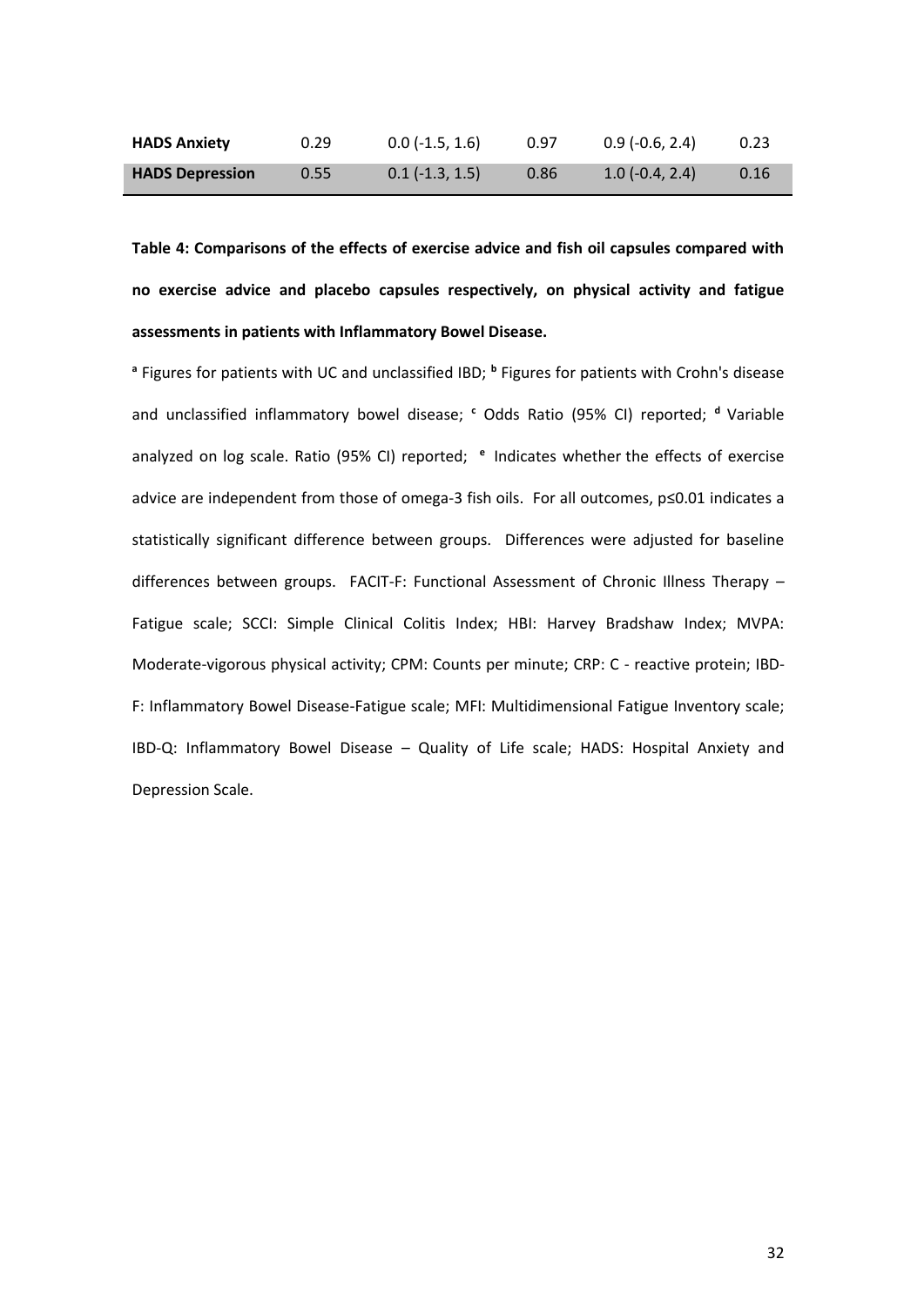| | | | | | |
|---|---|---|---|---|---|
| **HADS Anxiety** | 0.29 | 0.0 (-1.5, 1.6) | 0.97 | 0.9 (-0.6, 2.4) | 0.23 |
| **HADS Depression** | 0.55 | 0.1 (-1.3, 1.5) | 0.86 | 1.0 (-0.4, 2.4) | 0.16 |

**Table 4: Comparisons of the effects of exercise advice and fish oil capsules compared with no exercise advice and placebo capsules respectively, on physical activity and fatigue assessments in patients with Inflammatory Bowel Disease.**

[a] Figures for patients with UC and unclassified IBD; [b] Figures for patients with Crohn's disease and unclassified inflammatory bowel disease; [c] Odds Ratio (95% CI) reported; [d] Variable analyzed on log scale. Ratio (95% CI) reported; [e] Indicates whether the effects of exercise advice are independent from those of omega-3 fish oils. For all outcomes, $p \leq 0.01$ indicates a statistically significant difference between groups. Differences were adjusted for baseline differences between groups. FACIT-F: Functional Assessment of Chronic Illness Therapy – Fatigue scale; SCCI: Simple Clinical Colitis Index; HBI: Harvey Bradshaw Index; MVPA: Moderate-vigorous physical activity; CPM: Counts per minute; CRP: C - reactive protein; IBD-F: Inflammatory Bowel Disease-Fatigue scale; MFI: Multidimensional Fatigue Inventory scale; IBD-Q: Inflammatory Bowel Disease – Quality of Life scale; HADS: Hospital Anxiety and Depression Scale.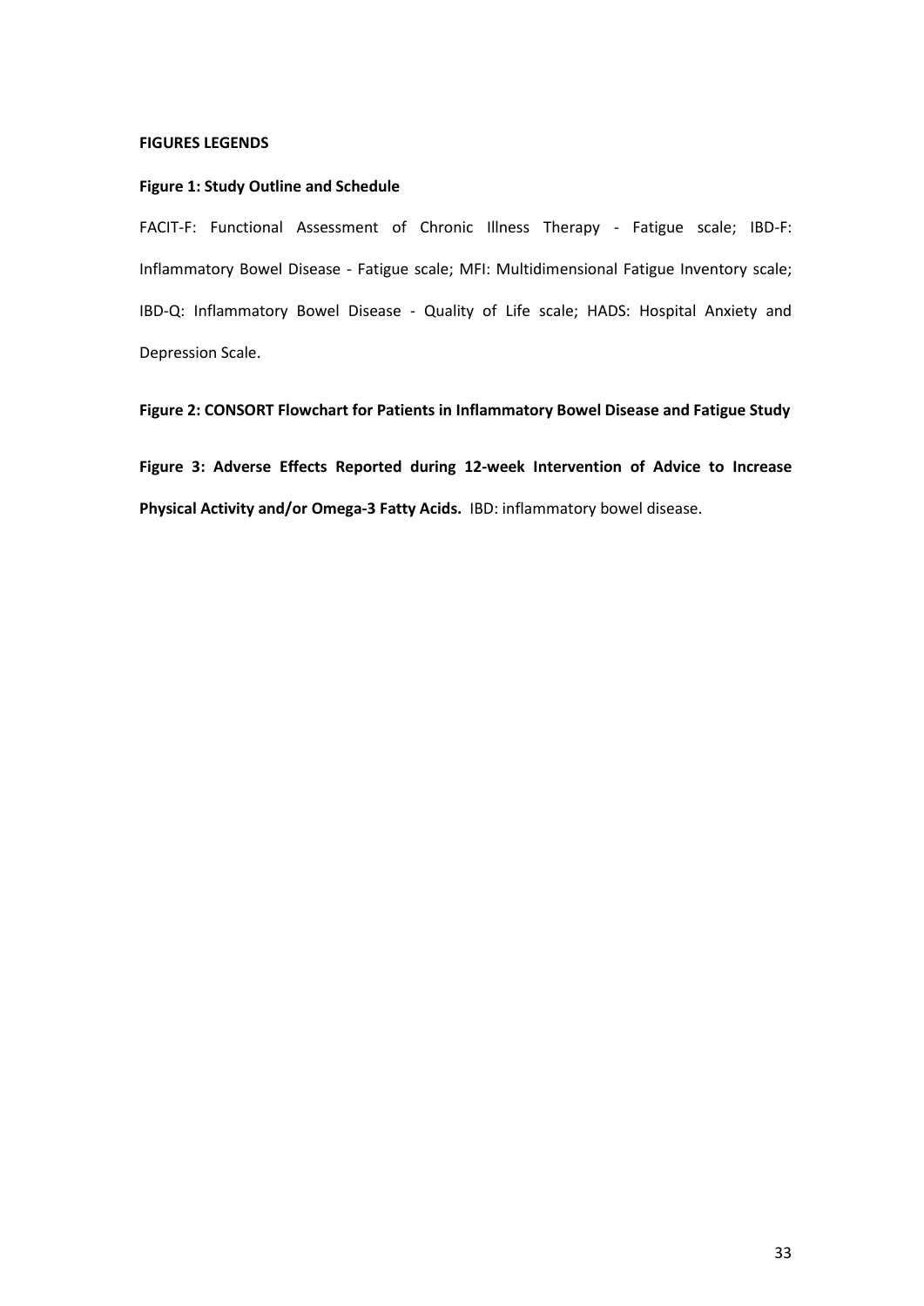## FIGURES LEGENDS

**Figure 1: Study Outline and Schedule**

FACIT-F: Functional Assessment of Chronic Illness Therapy - Fatigue scale; IBD-F: Inflammatory Bowel Disease - Fatigue scale; MFI: Multidimensional Fatigue Inventory scale; IBD-Q: Inflammatory Bowel Disease - Quality of Life scale; HADS: Hospital Anxiety and Depression Scale.

**Figure 2: CONSORT Flowchart for Patients in Inflammatory Bowel Disease and Fatigue Study**

**Figure 3: Adverse Effects Reported during 12-week Intervention of Advice to Increase Physical Activity and/or Omega-3 Fatty Acids.** IBD: inflammatory bowel disease.